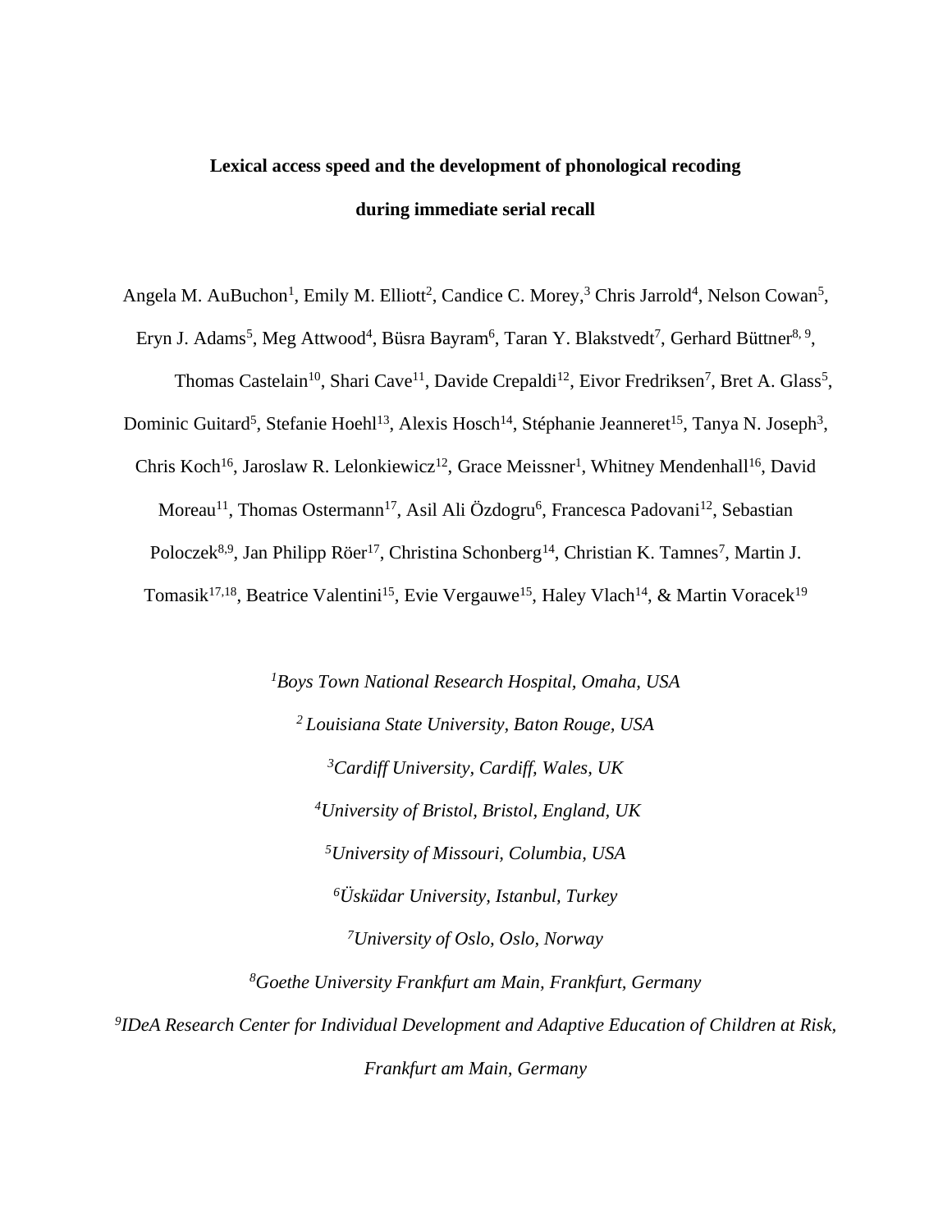**Lexical access speed and the development of phonological recoding during immediate serial recall**

Angela M. AuBuchon[1], Emily M. Elliott[2], Candice C. Morey,[3] Chris Jarrold[4], Nelson Cowan[5], Eryn J. Adams[5], Meg Attwood[4], Büsra Bayram[6], Taran Y. Blakstvedt[7], Gerhard Büttner[8, 9], Thomas Castelain[10], Shari Cave[11], Davide Crepaldi[12], Eivor Fredriksen[7], Bret A. Glass[5], Dominic Guitard[5], Stefanie Hoehl[13], Alexis Hosch[14], Stéphanie Jeanneret[15], Tanya N. Joseph[3], Chris Koch[16], Jaroslaw R. Lelonkiewicz[12], Grace Meissner[1], Whitney Mendenhall[16], David Moreau[11], Thomas Ostermann[17], Asil Ali Özdogru[6], Francesca Padovani[12], Sebastian Poloczek[8,9], Jan Philipp Röer[17], Christina Schonberg[14], Christian K. Tamnes[7], Martin J. Tomasik[17,18], Beatrice Valentini[15], Evie Vergauwe[15], Haley Vlach[14], & Martin Voracek[19]

*[1]Boys Town National Research Hospital, Omaha, USA*

*[2] Louisiana State University, Baton Rouge, USA*

*[3]Cardiff University, Cardiff, Wales, UK*

*[4]University of Bristol, Bristol, England, UK*

*[5]University of Missouri, Columbia, USA*

*[6]Üsküdar University, Istanbul, Turkey*

*[7]University of Oslo, Oslo, Norway*

*[8]Goethe University Frankfurt am Main, Frankfurt, Germany*

*[9]IDeA Research Center for Individual Development and Adaptive Education of Children at Risk, Frankfurt am Main, Germany*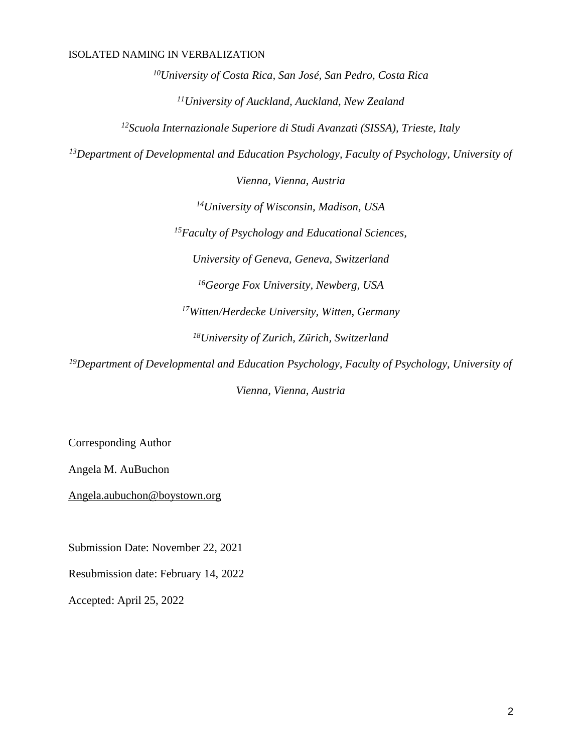[10]*University of Costa Rica, San José, San Pedro, Costa Rica*

[11]*University of Auckland, Auckland, New Zealand*

[12]*Scuola Internazionale Superiore di Studi Avanzati (SISSA), Trieste, Italy*

[13]*Department of Developmental and Education Psychology, Faculty of Psychology, University of Vienna, Vienna, Austria*

[14]*University of Wisconsin, Madison, USA*

[15]*Faculty of Psychology and Educational Sciences, University of Geneva, Geneva, Switzerland*

[16]*George Fox University, Newberg, USA*

[17]*Witten/Herdecke University, Witten, Germany*

[18]*University of Zurich, Zürich, Switzerland*

[19]*Department of Developmental and Education Psychology, Faculty of Psychology, University of Vienna, Vienna, Austria*

Corresponding Author

Angela M. AuBuchon

Angela.aubuchon@boystown.org

Submission Date: November 22, 2021

Resubmission date: February 14, 2022

Accepted: April 25, 2022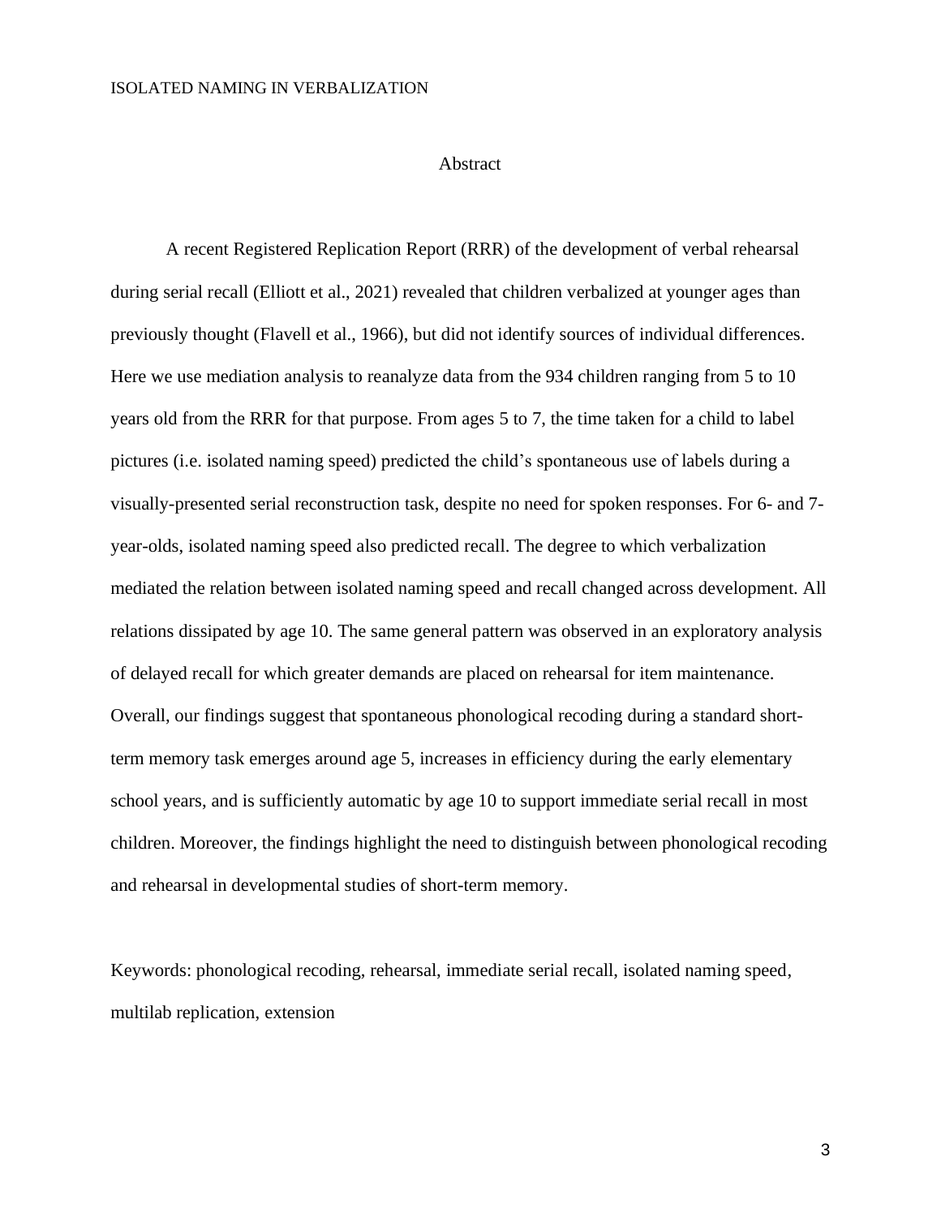# Abstract

A recent Registered Replication Report (RRR) of the development of verbal rehearsal during serial recall (Elliott et al., 2021) revealed that children verbalized at younger ages than previously thought (Flavell et al., 1966), but did not identify sources of individual differences. Here we use mediation analysis to reanalyze data from the 934 children ranging from 5 to 10 years old from the RRR for that purpose. From ages 5 to 7, the time taken for a child to label pictures (i.e. isolated naming speed) predicted the child's spontaneous use of labels during a visually-presented serial reconstruction task, despite no need for spoken responses. For 6- and 7-year-olds, isolated naming speed also predicted recall. The degree to which verbalization mediated the relation between isolated naming speed and recall changed across development. All relations dissipated by age 10. The same general pattern was observed in an exploratory analysis of delayed recall for which greater demands are placed on rehearsal for item maintenance. Overall, our findings suggest that spontaneous phonological recoding during a standard short-term memory task emerges around age 5, increases in efficiency during the early elementary school years, and is sufficiently automatic by age 10 to support immediate serial recall in most children. Moreover, the findings highlight the need to distinguish between phonological recoding and rehearsal in developmental studies of short-term memory.

Keywords: phonological recoding, rehearsal, immediate serial recall, isolated naming speed, multilab replication, extension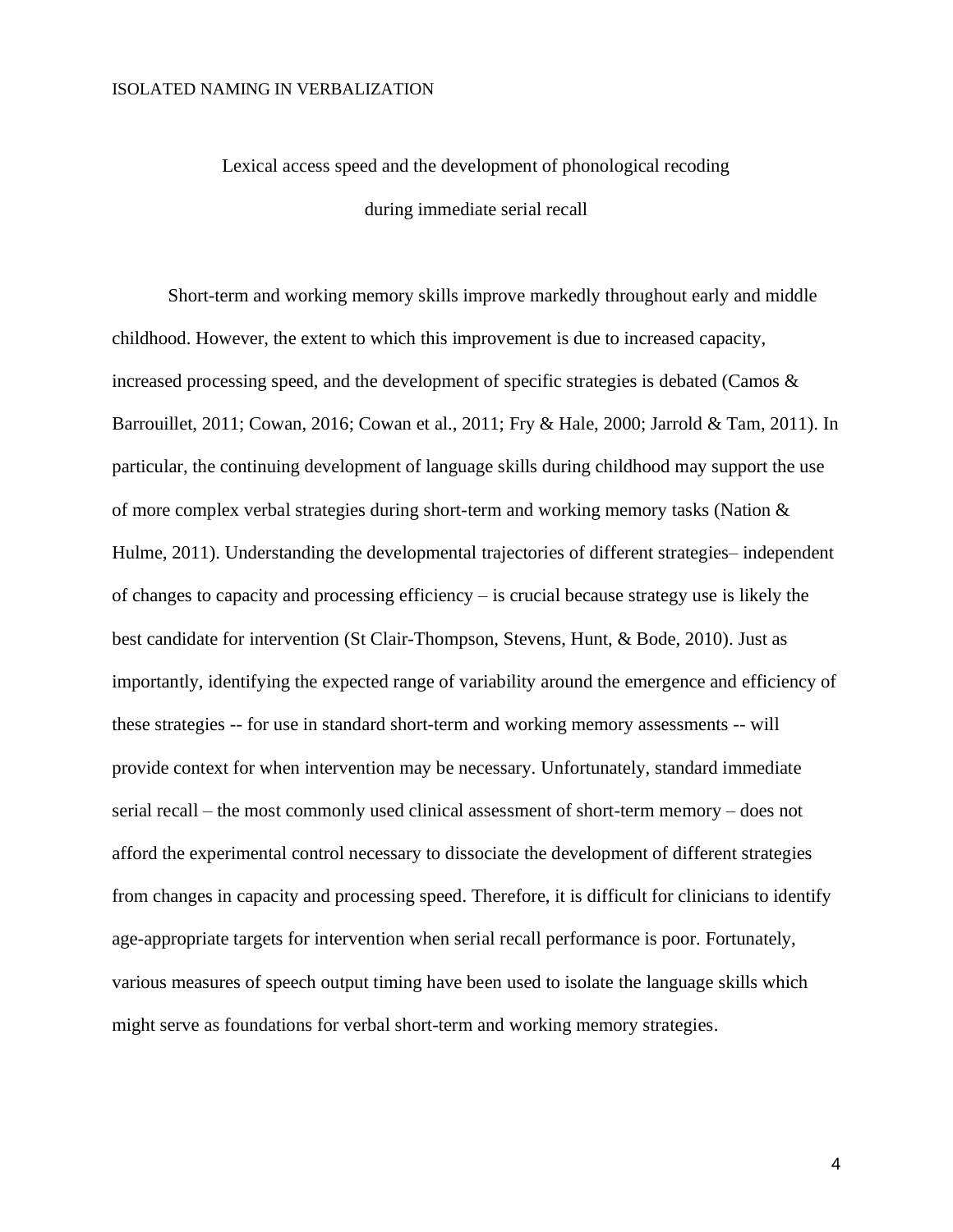# Lexical access speed and the development of phonological recoding during immediate serial recall

Short-term and working memory skills improve markedly throughout early and middle childhood. However, the extent to which this improvement is due to increased capacity, increased processing speed, and the development of specific strategies is debated (Camos & Barrouillet, 2011; Cowan, 2016; Cowan et al., 2011; Fry & Hale, 2000; Jarrold & Tam, 2011). In particular, the continuing development of language skills during childhood may support the use of more complex verbal strategies during short-term and working memory tasks (Nation & Hulme, 2011). Understanding the developmental trajectories of different strategies– independent of changes to capacity and processing efficiency – is crucial because strategy use is likely the best candidate for intervention (St Clair-Thompson, Stevens, Hunt, & Bode, 2010). Just as importantly, identifying the expected range of variability around the emergence and efficiency of these strategies -- for use in standard short-term and working memory assessments -- will provide context for when intervention may be necessary. Unfortunately, standard immediate serial recall – the most commonly used clinical assessment of short-term memory – does not afford the experimental control necessary to dissociate the development of different strategies from changes in capacity and processing speed. Therefore, it is difficult for clinicians to identify age-appropriate targets for intervention when serial recall performance is poor. Fortunately, various measures of speech output timing have been used to isolate the language skills which might serve as foundations for verbal short-term and working memory strategies.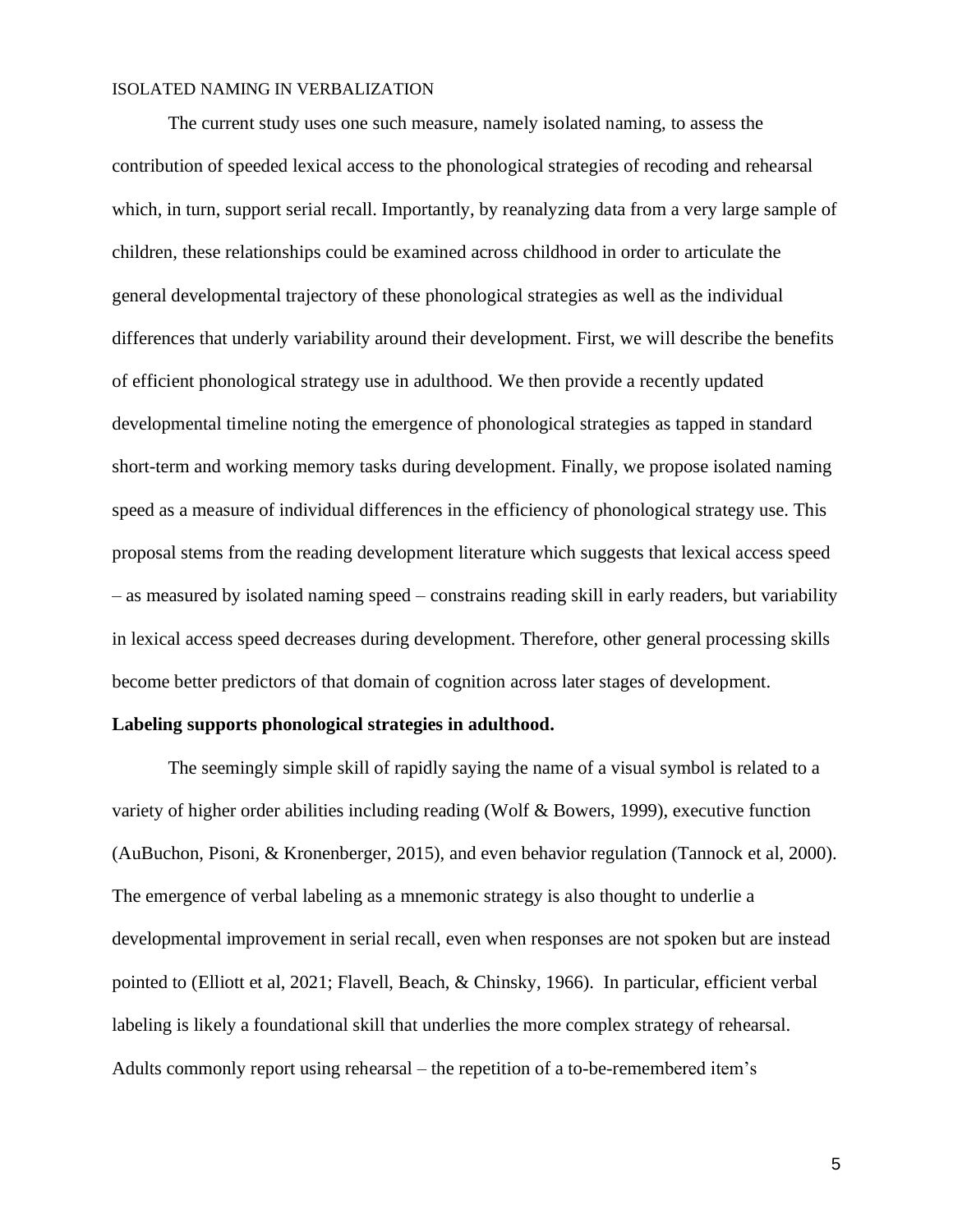The current study uses one such measure, namely isolated naming, to assess the contribution of speeded lexical access to the phonological strategies of recoding and rehearsal which, in turn, support serial recall. Importantly, by reanalyzing data from a very large sample of children, these relationships could be examined across childhood in order to articulate the general developmental trajectory of these phonological strategies as well as the individual differences that underly variability around their development. First, we will describe the benefits of efficient phonological strategy use in adulthood. We then provide a recently updated developmental timeline noting the emergence of phonological strategies as tapped in standard short-term and working memory tasks during development. Finally, we propose isolated naming speed as a measure of individual differences in the efficiency of phonological strategy use. This proposal stems from the reading development literature which suggests that lexical access speed – as measured by isolated naming speed – constrains reading skill in early readers, but variability in lexical access speed decreases during development. Therefore, other general processing skills become better predictors of that domain of cognition across later stages of development.

**Labeling supports phonological strategies in adulthood.**

The seemingly simple skill of rapidly saying the name of a visual symbol is related to a variety of higher order abilities including reading (Wolf & Bowers, 1999), executive function (AuBuchon, Pisoni, & Kronenberger, 2015), and even behavior regulation (Tannock et al, 2000). The emergence of verbal labeling as a mnemonic strategy is also thought to underlie a developmental improvement in serial recall, even when responses are not spoken but are instead pointed to (Elliott et al, 2021; Flavell, Beach, & Chinsky, 1966). In particular, efficient verbal labeling is likely a foundational skill that underlies the more complex strategy of rehearsal. Adults commonly report using rehearsal – the repetition of a to-be-remembered item's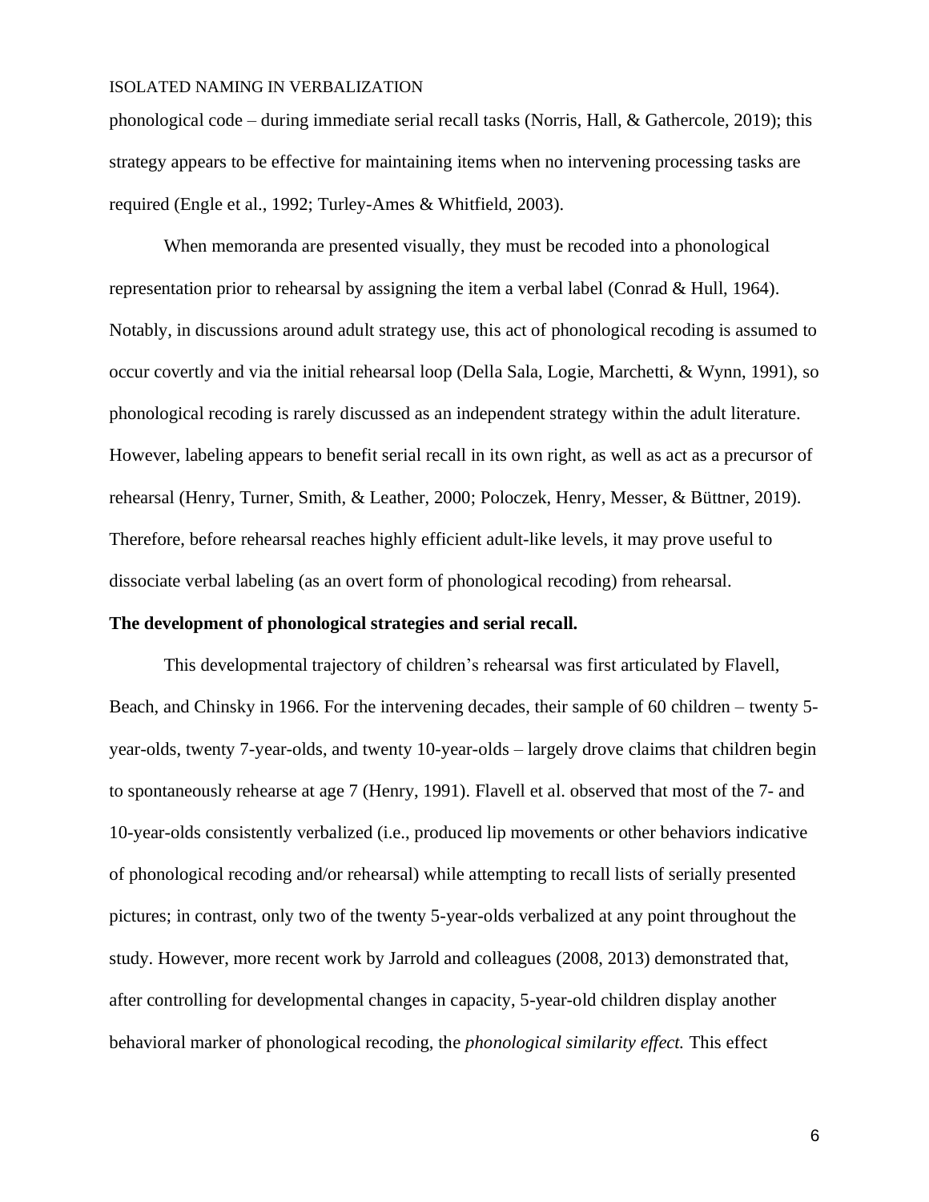phonological code – during immediate serial recall tasks (Norris, Hall, & Gathercole, 2019); this strategy appears to be effective for maintaining items when no intervening processing tasks are required (Engle et al., 1992; Turley-Ames & Whitfield, 2003).

When memoranda are presented visually, they must be recoded into a phonological representation prior to rehearsal by assigning the item a verbal label (Conrad & Hull, 1964). Notably, in discussions around adult strategy use, this act of phonological recoding is assumed to occur covertly and via the initial rehearsal loop (Della Sala, Logie, Marchetti, & Wynn, 1991), so phonological recoding is rarely discussed as an independent strategy within the adult literature. However, labeling appears to benefit serial recall in its own right, as well as act as a precursor of rehearsal (Henry, Turner, Smith, & Leather, 2000; Poloczek, Henry, Messer, & Büttner, 2019). Therefore, before rehearsal reaches highly efficient adult-like levels, it may prove useful to dissociate verbal labeling (as an overt form of phonological recoding) from rehearsal.

**The development of phonological strategies and serial recall.**

This developmental trajectory of children's rehearsal was first articulated by Flavell, Beach, and Chinsky in 1966. For the intervening decades, their sample of 60 children – twenty 5-year-olds, twenty 7-year-olds, and twenty 10-year-olds – largely drove claims that children begin to spontaneously rehearse at age 7 (Henry, 1991). Flavell et al. observed that most of the 7- and 10-year-olds consistently verbalized (i.e., produced lip movements or other behaviors indicative of phonological recoding and/or rehearsal) while attempting to recall lists of serially presented pictures; in contrast, only two of the twenty 5-year-olds verbalized at any point throughout the study. However, more recent work by Jarrold and colleagues (2008, 2013) demonstrated that, after controlling for developmental changes in capacity, 5-year-old children display another behavioral marker of phonological recoding, the *phonological similarity effect.* This effect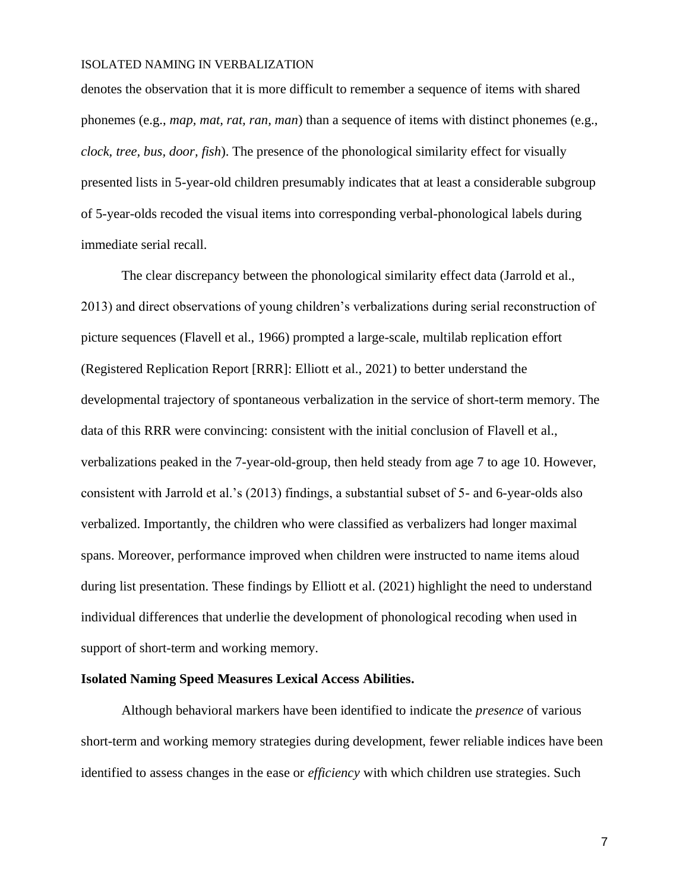denotes the observation that it is more difficult to remember a sequence of items with shared phonemes (e.g., *map, mat, rat, ran, man*) than a sequence of items with distinct phonemes (e.g., *clock, tree, bus, door, fish*). The presence of the phonological similarity effect for visually presented lists in 5-year-old children presumably indicates that at least a considerable subgroup of 5-year-olds recoded the visual items into corresponding verbal-phonological labels during immediate serial recall.

The clear discrepancy between the phonological similarity effect data (Jarrold et al., 2013) and direct observations of young children's verbalizations during serial reconstruction of picture sequences (Flavell et al., 1966) prompted a large-scale, multilab replication effort (Registered Replication Report [RRR]: Elliott et al., 2021) to better understand the developmental trajectory of spontaneous verbalization in the service of short-term memory. The data of this RRR were convincing: consistent with the initial conclusion of Flavell et al., verbalizations peaked in the 7-year-old-group, then held steady from age 7 to age 10. However, consistent with Jarrold et al.'s (2013) findings, a substantial subset of 5- and 6-year-olds also verbalized. Importantly, the children who were classified as verbalizers had longer maximal spans. Moreover, performance improved when children were instructed to name items aloud during list presentation. These findings by Elliott et al. (2021) highlight the need to understand individual differences that underlie the development of phonological recoding when used in support of short-term and working memory.

**Isolated Naming Speed Measures Lexical Access Abilities.**

Although behavioral markers have been identified to indicate the *presence* of various short-term and working memory strategies during development, fewer reliable indices have been identified to assess changes in the ease or *efficiency* with which children use strategies. Such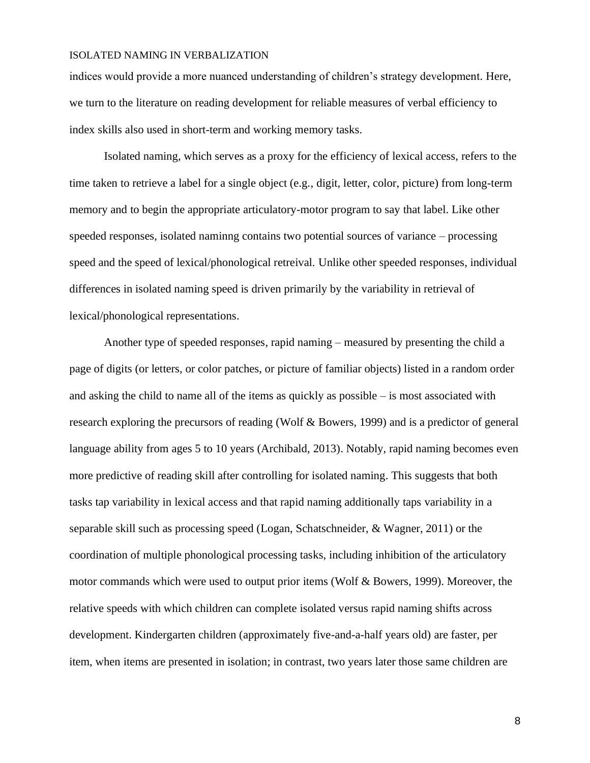indices would provide a more nuanced understanding of children's strategy development. Here, we turn to the literature on reading development for reliable measures of verbal efficiency to index skills also used in short-term and working memory tasks.

Isolated naming, which serves as a proxy for the efficiency of lexical access, refers to the time taken to retrieve a label for a single object (e.g., digit, letter, color, picture) from long-term memory and to begin the appropriate articulatory-motor program to say that label. Like other speeded responses, isolated naminng contains two potential sources of variance – processing speed and the speed of lexical/phonological retreival. Unlike other speeded responses, individual differences in isolated naming speed is driven primarily by the variability in retrieval of lexical/phonological representations.

Another type of speeded responses, rapid naming – measured by presenting the child a page of digits (or letters, or color patches, or picture of familiar objects) listed in a random order and asking the child to name all of the items as quickly as possible – is most associated with research exploring the precursors of reading (Wolf & Bowers, 1999) and is a predictor of general language ability from ages 5 to 10 years (Archibald, 2013). Notably, rapid naming becomes even more predictive of reading skill after controlling for isolated naming. This suggests that both tasks tap variability in lexical access and that rapid naming additionally taps variability in a separable skill such as processing speed (Logan, Schatschneider, & Wagner, 2011) or the coordination of multiple phonological processing tasks, including inhibition of the articulatory motor commands which were used to output prior items (Wolf & Bowers, 1999). Moreover, the relative speeds with which children can complete isolated versus rapid naming shifts across development. Kindergarten children (approximately five-and-a-half years old) are faster, per item, when items are presented in isolation; in contrast, two years later those same children are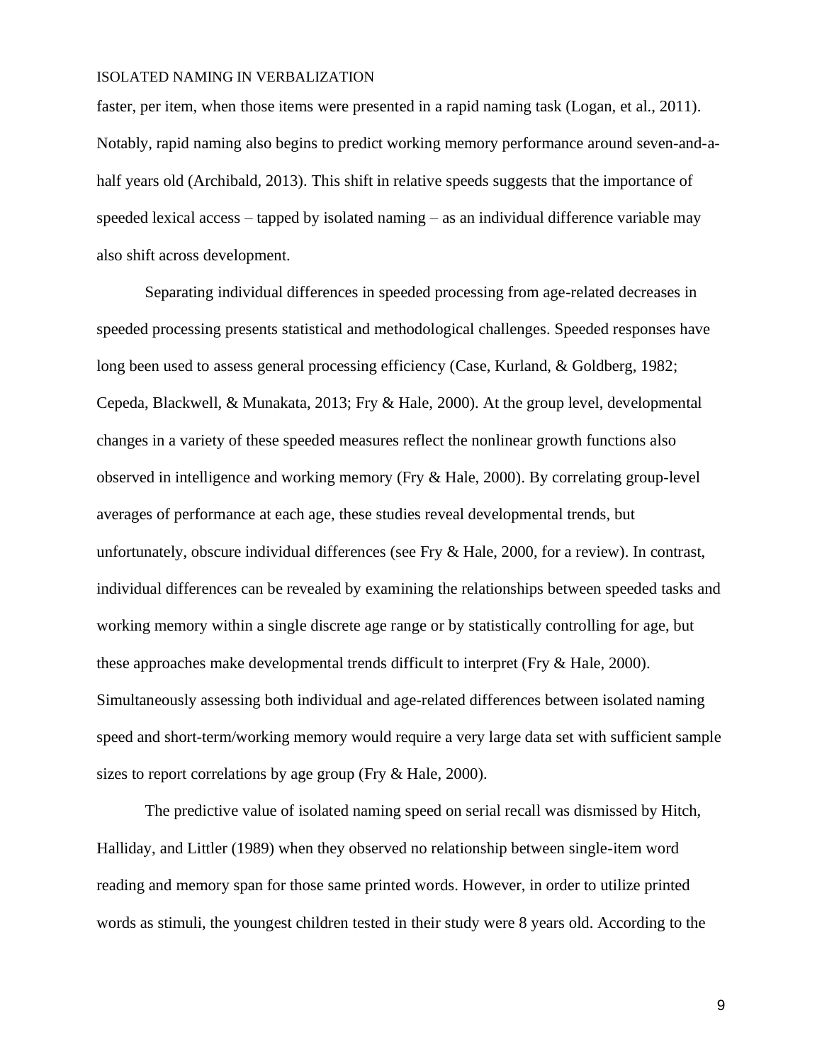faster, per item, when those items were presented in a rapid naming task (Logan, et al., 2011). Notably, rapid naming also begins to predict working memory performance around seven-and-a-half years old (Archibald, 2013). This shift in relative speeds suggests that the importance of speeded lexical access – tapped by isolated naming – as an individual difference variable may also shift across development.

Separating individual differences in speeded processing from age-related decreases in speeded processing presents statistical and methodological challenges. Speeded responses have long been used to assess general processing efficiency (Case, Kurland, & Goldberg, 1982; Cepeda, Blackwell, & Munakata, 2013; Fry & Hale, 2000). At the group level, developmental changes in a variety of these speeded measures reflect the nonlinear growth functions also observed in intelligence and working memory (Fry & Hale, 2000). By correlating group-level averages of performance at each age, these studies reveal developmental trends, but unfortunately, obscure individual differences (see Fry & Hale, 2000, for a review). In contrast, individual differences can be revealed by examining the relationships between speeded tasks and working memory within a single discrete age range or by statistically controlling for age, but these approaches make developmental trends difficult to interpret (Fry & Hale, 2000). Simultaneously assessing both individual and age-related differences between isolated naming speed and short-term/working memory would require a very large data set with sufficient sample sizes to report correlations by age group (Fry & Hale, 2000).

The predictive value of isolated naming speed on serial recall was dismissed by Hitch, Halliday, and Littler (1989) when they observed no relationship between single-item word reading and memory span for those same printed words. However, in order to utilize printed words as stimuli, the youngest children tested in their study were 8 years old. According to the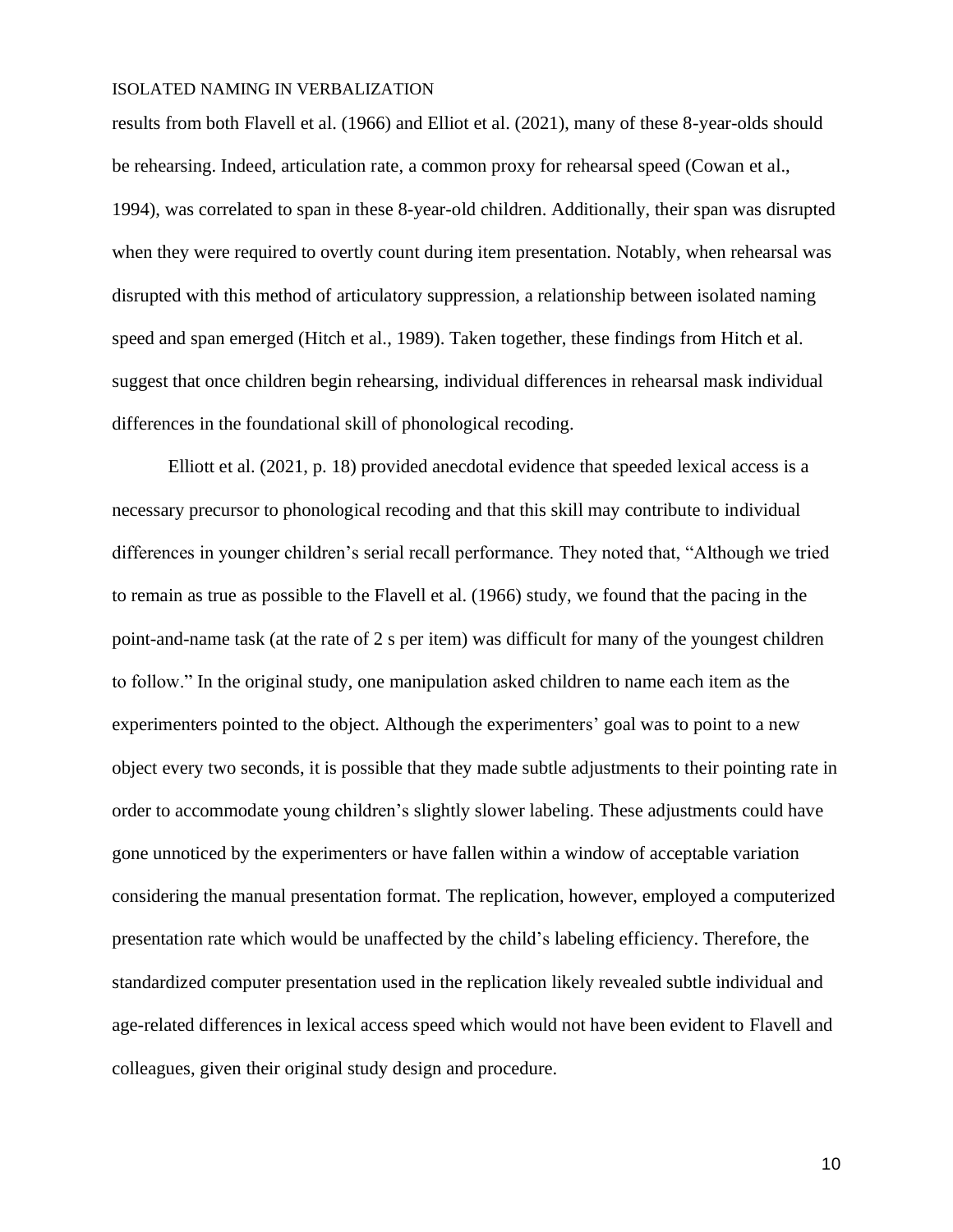results from both Flavell et al. (1966) and Elliot et al. (2021), many of these 8-year-olds should be rehearsing. Indeed, articulation rate, a common proxy for rehearsal speed (Cowan et al., 1994), was correlated to span in these 8-year-old children. Additionally, their span was disrupted when they were required to overtly count during item presentation. Notably, when rehearsal was disrupted with this method of articulatory suppression, a relationship between isolated naming speed and span emerged (Hitch et al., 1989). Taken together, these findings from Hitch et al. suggest that once children begin rehearsing, individual differences in rehearsal mask individual differences in the foundational skill of phonological recoding.

Elliott et al. (2021, p. 18) provided anecdotal evidence that speeded lexical access is a necessary precursor to phonological recoding and that this skill may contribute to individual differences in younger children's serial recall performance. They noted that, "Although we tried to remain as true as possible to the Flavell et al. (1966) study, we found that the pacing in the point-and-name task (at the rate of 2 s per item) was difficult for many of the youngest children to follow." In the original study, one manipulation asked children to name each item as the experimenters pointed to the object. Although the experimenters' goal was to point to a new object every two seconds, it is possible that they made subtle adjustments to their pointing rate in order to accommodate young children's slightly slower labeling. These adjustments could have gone unnoticed by the experimenters or have fallen within a window of acceptable variation considering the manual presentation format. The replication, however, employed a computerized presentation rate which would be unaffected by the child's labeling efficiency. Therefore, the standardized computer presentation used in the replication likely revealed subtle individual and age-related differences in lexical access speed which would not have been evident to Flavell and colleagues, given their original study design and procedure.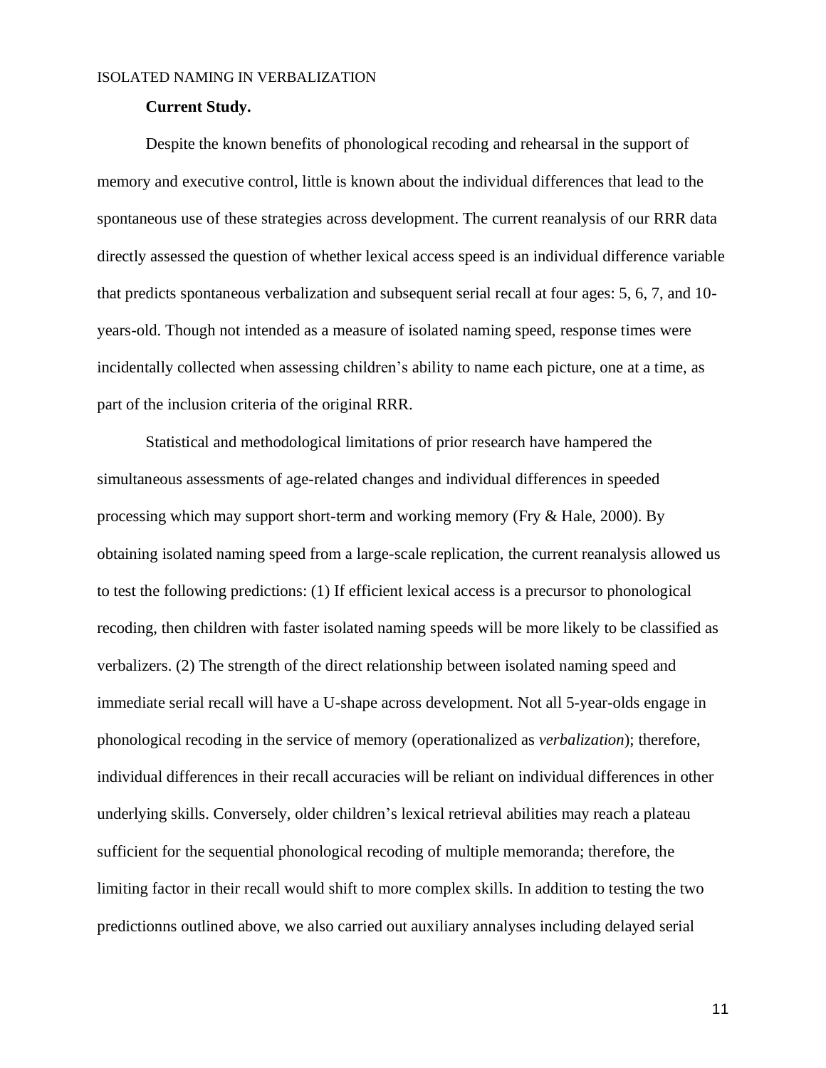**Current Study.**

Despite the known benefits of phonological recoding and rehearsal in the support of memory and executive control, little is known about the individual differences that lead to the spontaneous use of these strategies across development. The current reanalysis of our RRR data directly assessed the question of whether lexical access speed is an individual difference variable that predicts spontaneous verbalization and subsequent serial recall at four ages: 5, 6, 7, and 10-years-old. Though not intended as a measure of isolated naming speed, response times were incidentally collected when assessing children's ability to name each picture, one at a time, as part of the inclusion criteria of the original RRR.

Statistical and methodological limitations of prior research have hampered the simultaneous assessments of age-related changes and individual differences in speeded processing which may support short-term and working memory (Fry & Hale, 2000). By obtaining isolated naming speed from a large-scale replication, the current reanalysis allowed us to test the following predictions: (1) If efficient lexical access is a precursor to phonological recoding, then children with faster isolated naming speeds will be more likely to be classified as verbalizers. (2) The strength of the direct relationship between isolated naming speed and immediate serial recall will have a U-shape across development. Not all 5-year-olds engage in phonological recoding in the service of memory (operationalized as *verbalization*); therefore, individual differences in their recall accuracies will be reliant on individual differences in other underlying skills. Conversely, older children's lexical retrieval abilities may reach a plateau sufficient for the sequential phonological recoding of multiple memoranda; therefore, the limiting factor in their recall would shift to more complex skills. In addition to testing the two predictionns outlined above, we also carried out auxiliary annalyses including delayed serial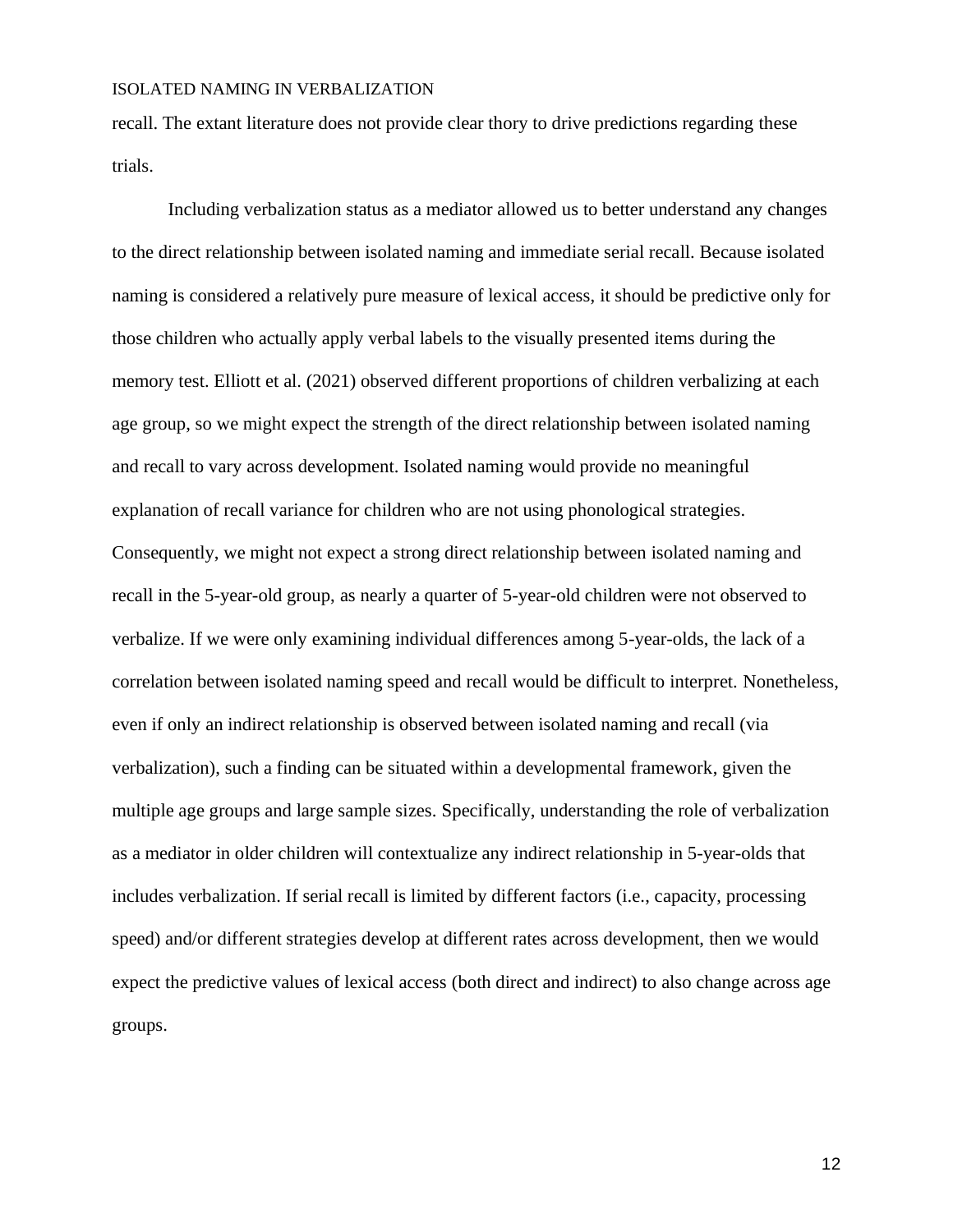recall. The extant literature does not provide clear thory to drive predictions regarding these trials.

Including verbalization status as a mediator allowed us to better understand any changes to the direct relationship between isolated naming and immediate serial recall. Because isolated naming is considered a relatively pure measure of lexical access, it should be predictive only for those children who actually apply verbal labels to the visually presented items during the memory test. Elliott et al. (2021) observed different proportions of children verbalizing at each age group, so we might expect the strength of the direct relationship between isolated naming and recall to vary across development. Isolated naming would provide no meaningful explanation of recall variance for children who are not using phonological strategies. Consequently, we might not expect a strong direct relationship between isolated naming and recall in the 5-year-old group, as nearly a quarter of 5-year-old children were not observed to verbalize. If we were only examining individual differences among 5-year-olds, the lack of a correlation between isolated naming speed and recall would be difficult to interpret. Nonetheless, even if only an indirect relationship is observed between isolated naming and recall (via verbalization), such a finding can be situated within a developmental framework, given the multiple age groups and large sample sizes. Specifically, understanding the role of verbalization as a mediator in older children will contextualize any indirect relationship in 5-year-olds that includes verbalization. If serial recall is limited by different factors (i.e., capacity, processing speed) and/or different strategies develop at different rates across development, then we would expect the predictive values of lexical access (both direct and indirect) to also change across age groups.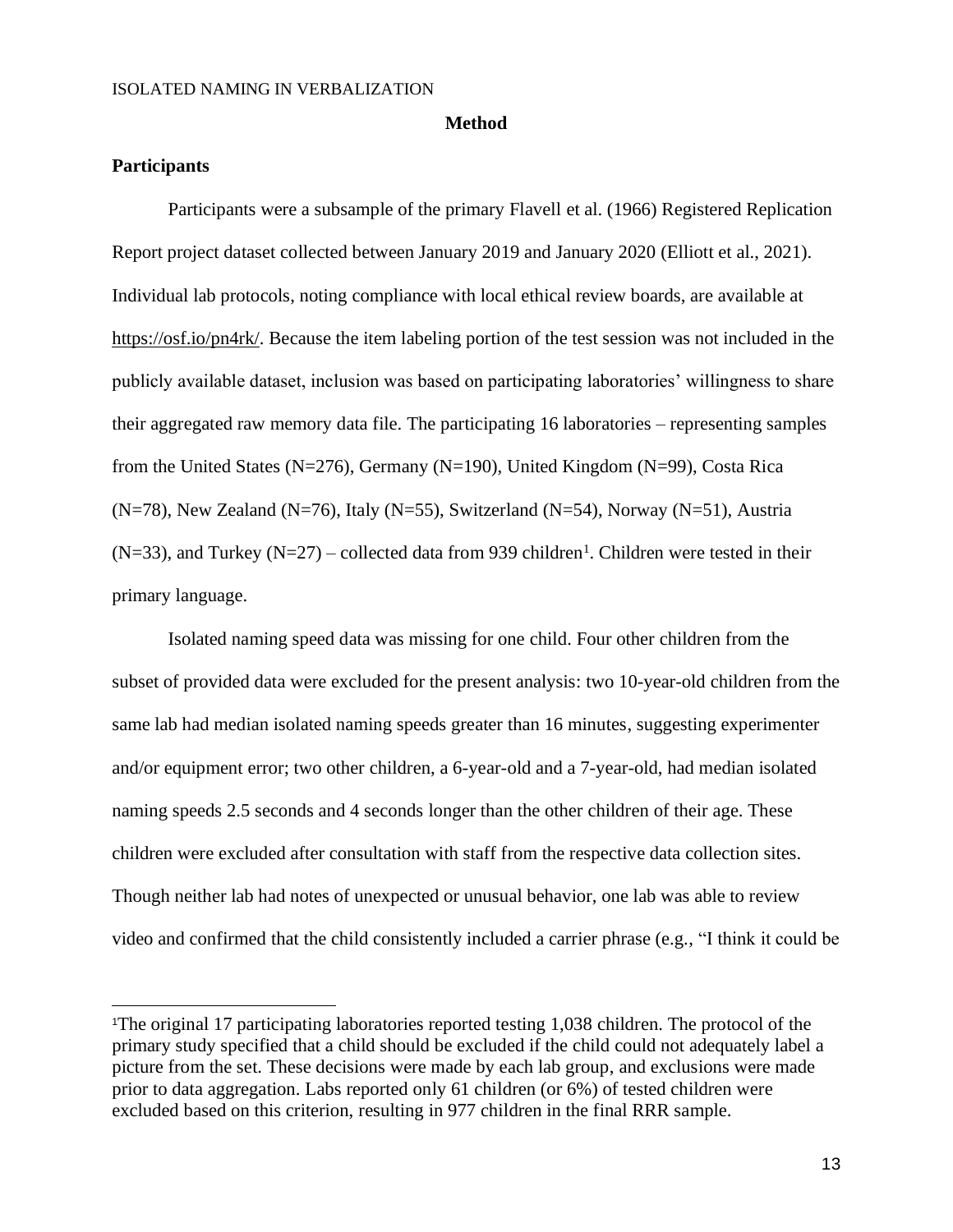# Method

## Participants

Participants were a subsample of the primary Flavell et al. (1966) Registered Replication Report project dataset collected between January 2019 and January 2020 (Elliott et al., 2021). Individual lab protocols, noting compliance with local ethical review boards, are available at https://osf.io/pn4rk/. Because the item labeling portion of the test session was not included in the publicly available dataset, inclusion was based on participating laboratories' willingness to share their aggregated raw memory data file. The participating 16 laboratories – representing samples from the United States (N=276), Germany (N=190), United Kingdom (N=99), Costa Rica (N=78), New Zealand (N=76), Italy (N=55), Switzerland (N=54), Norway (N=51), Austria (N=33), and Turkey (N=27) – collected data from 939 children[1]. Children were tested in their primary language.

Isolated naming speed data was missing for one child. Four other children from the subset of provided data were excluded for the present analysis: two 10-year-old children from the same lab had median isolated naming speeds greater than 16 minutes, suggesting experimenter and/or equipment error; two other children, a 6-year-old and a 7-year-old, had median isolated naming speeds 2.5 seconds and 4 seconds longer than the other children of their age. These children were excluded after consultation with staff from the respective data collection sites. Though neither lab had notes of unexpected or unusual behavior, one lab was able to review video and confirmed that the child consistently included a carrier phrase (e.g., "I think it could be

[1]The original 17 participating laboratories reported testing 1,038 children. The protocol of the primary study specified that a child should be excluded if the child could not adequately label a picture from the set. These decisions were made by each lab group, and exclusions were made prior to data aggregation. Labs reported only 61 children (or 6%) of tested children were excluded based on this criterion, resulting in 977 children in the final RRR sample.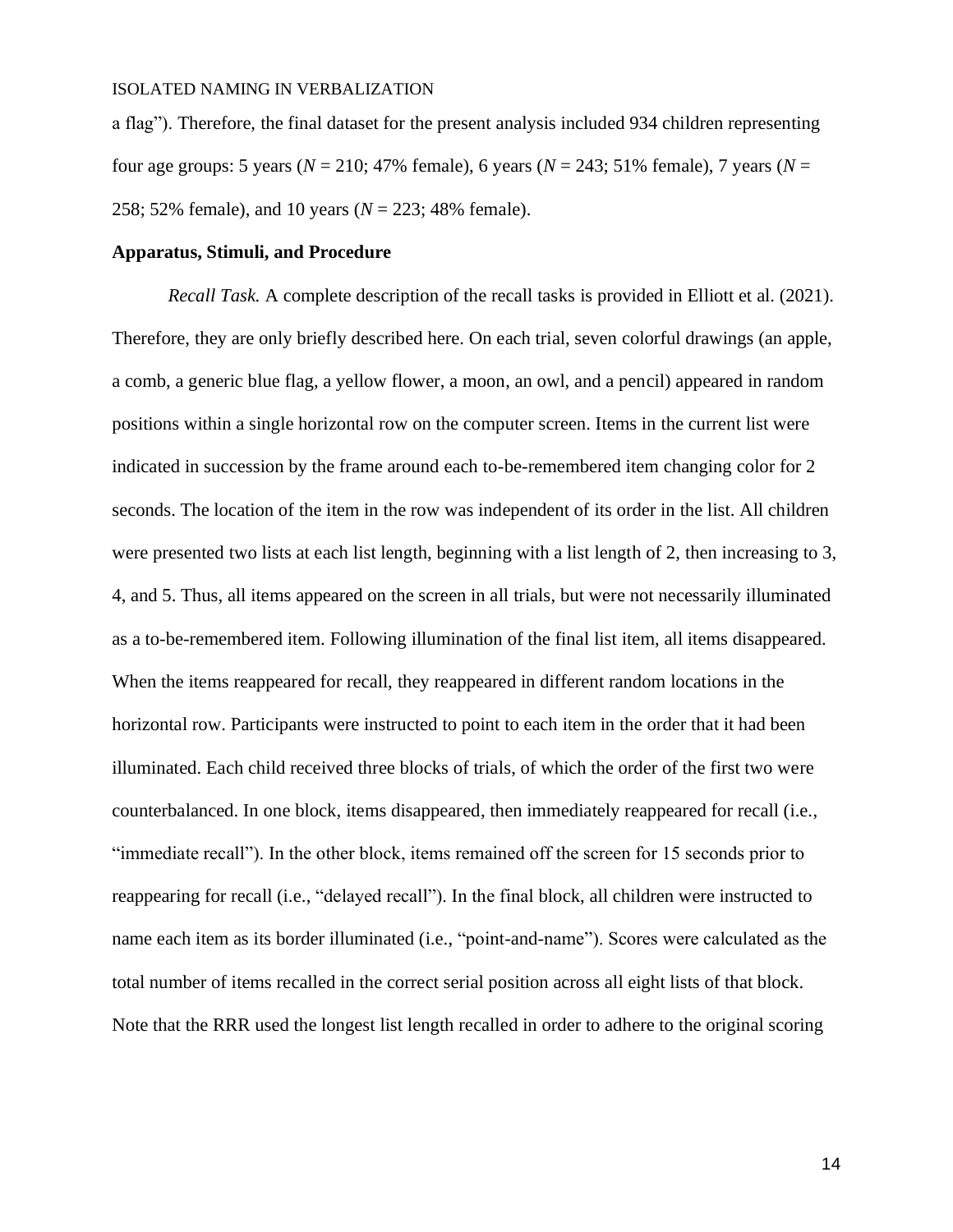a flag"). Therefore, the final dataset for the present analysis included 934 children representing four age groups: 5 years ($N$ = 210; 47% female), 6 years ($N$ = 243; 51% female), 7 years ($N$ = 258; 52% female), and 10 years ($N$ = 223; 48% female).

**Apparatus, Stimuli, and Procedure**

*Recall Task.* A complete description of the recall tasks is provided in Elliott et al. (2021). Therefore, they are only briefly described here. On each trial, seven colorful drawings (an apple, a comb, a generic blue flag, a yellow flower, a moon, an owl, and a pencil) appeared in random positions within a single horizontal row on the computer screen. Items in the current list were indicated in succession by the frame around each to-be-remembered item changing color for 2 seconds. The location of the item in the row was independent of its order in the list. All children were presented two lists at each list length, beginning with a list length of 2, then increasing to 3, 4, and 5. Thus, all items appeared on the screen in all trials, but were not necessarily illuminated as a to-be-remembered item. Following illumination of the final list item, all items disappeared. When the items reappeared for recall, they reappeared in different random locations in the horizontal row. Participants were instructed to point to each item in the order that it had been illuminated. Each child received three blocks of trials, of which the order of the first two were counterbalanced. In one block, items disappeared, then immediately reappeared for recall (i.e., "immediate recall"). In the other block, items remained off the screen for 15 seconds prior to reappearing for recall (i.e., "delayed recall"). In the final block, all children were instructed to name each item as its border illuminated (i.e., "point-and-name"). Scores were calculated as the total number of items recalled in the correct serial position across all eight lists of that block. Note that the RRR used the longest list length recalled in order to adhere to the original scoring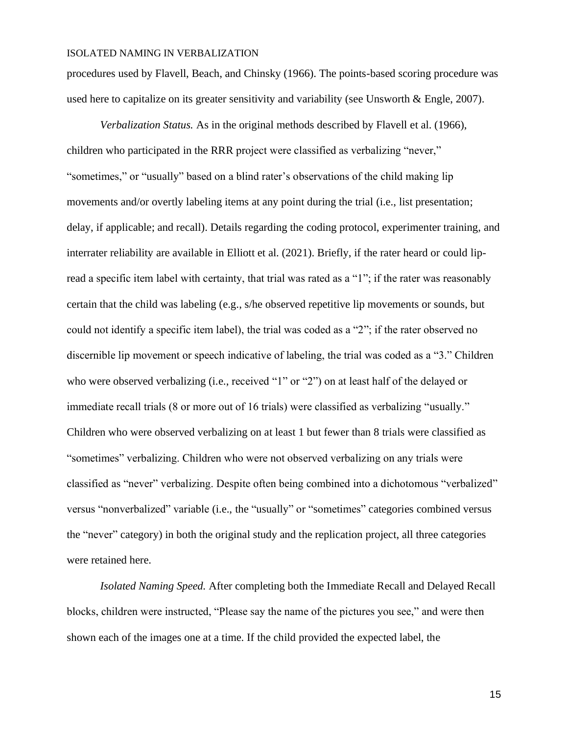procedures used by Flavell, Beach, and Chinsky (1966). The points-based scoring procedure was used here to capitalize on its greater sensitivity and variability (see Unsworth & Engle, 2007).

*Verbalization Status.* As in the original methods described by Flavell et al. (1966), children who participated in the RRR project were classified as verbalizing "never," "sometimes," or "usually" based on a blind rater's observations of the child making lip movements and/or overtly labeling items at any point during the trial (i.e., list presentation; delay, if applicable; and recall). Details regarding the coding protocol, experimenter training, and interrater reliability are available in Elliott et al. (2021). Briefly, if the rater heard or could lip-read a specific item label with certainty, that trial was rated as a "1"; if the rater was reasonably certain that the child was labeling (e.g., s/he observed repetitive lip movements or sounds, but could not identify a specific item label), the trial was coded as a "2"; if the rater observed no discernible lip movement or speech indicative of labeling, the trial was coded as a "3." Children who were observed verbalizing (i.e., received "1" or "2") on at least half of the delayed or immediate recall trials (8 or more out of 16 trials) were classified as verbalizing "usually." Children who were observed verbalizing on at least 1 but fewer than 8 trials were classified as "sometimes" verbalizing. Children who were not observed verbalizing on any trials were classified as "never" verbalizing. Despite often being combined into a dichotomous "verbalized" versus "nonverbalized" variable (i.e., the "usually" or "sometimes" categories combined versus the "never" category) in both the original study and the replication project, all three categories were retained here.

*Isolated Naming Speed.* After completing both the Immediate Recall and Delayed Recall blocks, children were instructed, "Please say the name of the pictures you see," and were then shown each of the images one at a time. If the child provided the expected label, the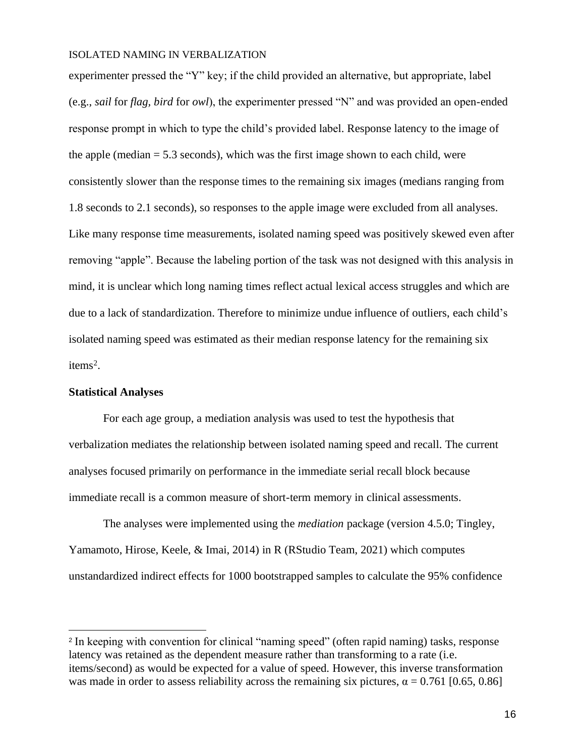experimenter pressed the "Y" key; if the child provided an alternative, but appropriate, label (e.g., *sail* for *flag, bird* for *owl*), the experimenter pressed "N" and was provided an open-ended response prompt in which to type the child's provided label. Response latency to the image of the apple (median = 5.3 seconds), which was the first image shown to each child, were consistently slower than the response times to the remaining six images (medians ranging from 1.8 seconds to 2.1 seconds), so responses to the apple image were excluded from all analyses. Like many response time measurements, isolated naming speed was positively skewed even after removing "apple". Because the labeling portion of the task was not designed with this analysis in mind, it is unclear which long naming times reflect actual lexical access struggles and which are due to a lack of standardization. Therefore to minimize undue influence of outliers, each child's isolated naming speed was estimated as their median response latency for the remaining six items[2].

### Statistical Analyses

For each age group, a mediation analysis was used to test the hypothesis that verbalization mediates the relationship between isolated naming speed and recall. The current analyses focused primarily on performance in the immediate serial recall block because immediate recall is a common measure of short-term memory in clinical assessments.

The analyses were implemented using the *mediation* package (version 4.5.0; Tingley, Yamamoto, Hirose, Keele, & Imai, 2014) in R (RStudio Team, 2021) which computes unstandardized indirect effects for 1000 bootstrapped samples to calculate the 95% confidence

---

[2] In keeping with convention for clinical "naming speed" (often rapid naming) tasks, response latency was retained as the dependent measure rather than transforming to a rate (i.e. items/second) as would be expected for a value of speed. However, this inverse transformation was made in order to assess reliability across the remaining six pictures, $\alpha = 0.761$ [0.65, 0.86]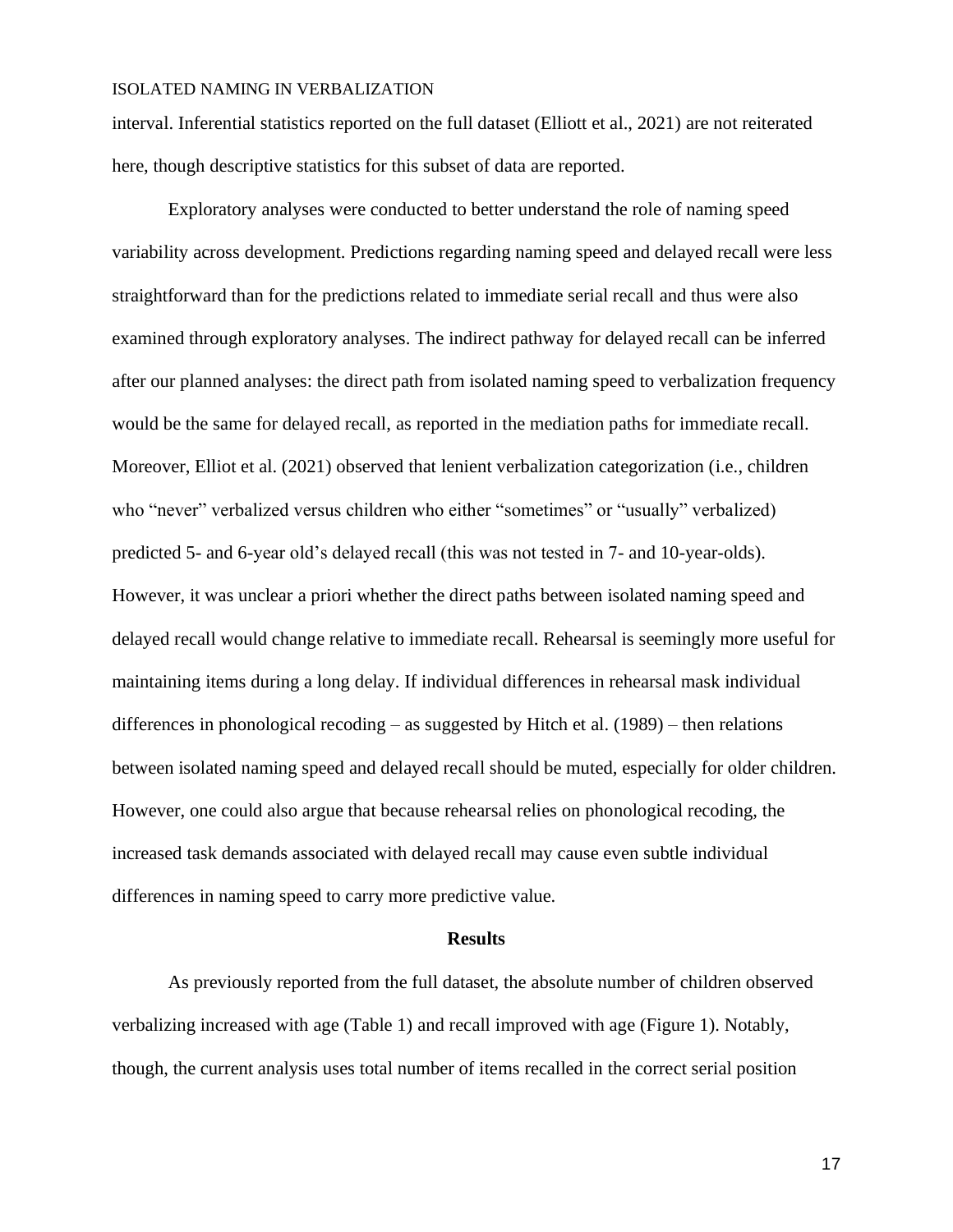interval. Inferential statistics reported on the full dataset (Elliott et al., 2021) are not reiterated here, though descriptive statistics for this subset of data are reported.

Exploratory analyses were conducted to better understand the role of naming speed variability across development. Predictions regarding naming speed and delayed recall were less straightforward than for the predictions related to immediate serial recall and thus were also examined through exploratory analyses. The indirect pathway for delayed recall can be inferred after our planned analyses: the direct path from isolated naming speed to verbalization frequency would be the same for delayed recall, as reported in the mediation paths for immediate recall. Moreover, Elliot et al. (2021) observed that lenient verbalization categorization (i.e., children who "never" verbalized versus children who either "sometimes" or "usually" verbalized) predicted 5- and 6-year old's delayed recall (this was not tested in 7- and 10-year-olds). However, it was unclear a priori whether the direct paths between isolated naming speed and delayed recall would change relative to immediate recall. Rehearsal is seemingly more useful for maintaining items during a long delay. If individual differences in rehearsal mask individual differences in phonological recoding – as suggested by Hitch et al. (1989) – then relations between isolated naming speed and delayed recall should be muted, especially for older children. However, one could also argue that because rehearsal relies on phonological recoding, the increased task demands associated with delayed recall may cause even subtle individual differences in naming speed to carry more predictive value.

## Results

As previously reported from the full dataset, the absolute number of children observed verbalizing increased with age (Table 1) and recall improved with age (Figure 1). Notably, though, the current analysis uses total number of items recalled in the correct serial position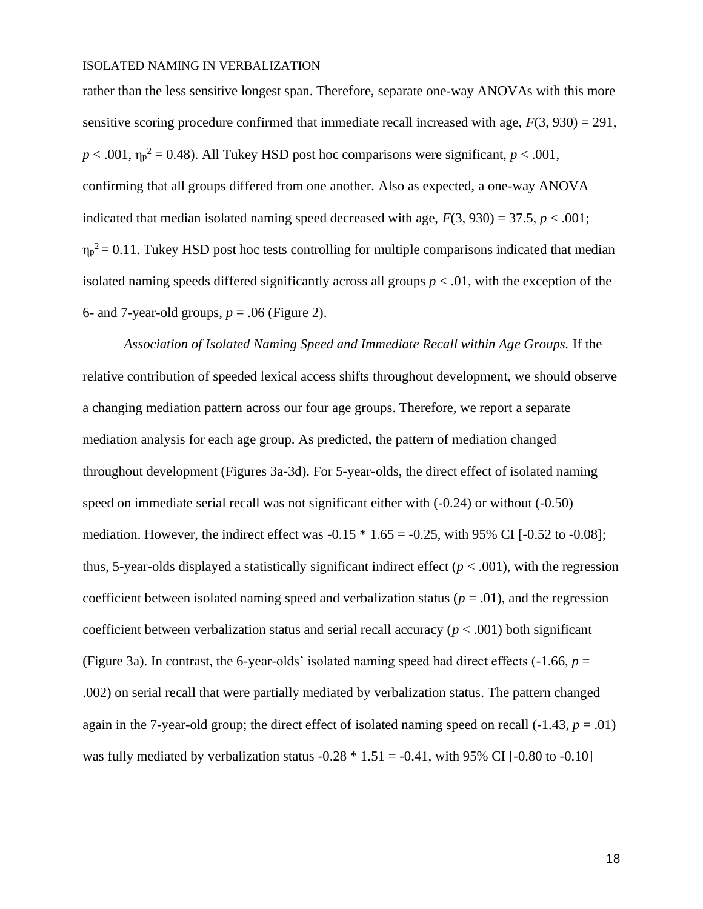rather than the less sensitive longest span. Therefore, separate one-way ANOVAs with this more sensitive scoring procedure confirmed that immediate recall increased with age, $F(3, 930) = 291$, $p < .001$, $\eta_p^2 = 0.48$). All Tukey HSD post hoc comparisons were significant, $p < .001$, confirming that all groups differed from one another. Also as expected, a one-way ANOVA indicated that median isolated naming speed decreased with age, $F(3, 930) = 37.5$, $p < .001$; $\eta_p^2 = 0.11$. Tukey HSD post hoc tests controlling for multiple comparisons indicated that median isolated naming speeds differed significantly across all groups $p < .01$, with the exception of the 6- and 7-year-old groups, $p = .06$ (Figure 2).

*Association of Isolated Naming Speed and Immediate Recall within Age Groups.* If the relative contribution of speeded lexical access shifts throughout development, we should observe a changing mediation pattern across our four age groups. Therefore, we report a separate mediation analysis for each age group. As predicted, the pattern of mediation changed throughout development (Figures 3a-3d). For 5-year-olds, the direct effect of isolated naming speed on immediate serial recall was not significant either with (-0.24) or without (-0.50) mediation. However, the indirect effect was $-0.15 * 1.65 = -0.25$, with 95% CI [-0.52 to -0.08]; thus, 5-year-olds displayed a statistically significant indirect effect ($p < .001$), with the regression coefficient between isolated naming speed and verbalization status ($p = .01$), and the regression coefficient between verbalization status and serial recall accuracy ($p < .001$) both significant (Figure 3a). In contrast, the 6-year-olds' isolated naming speed had direct effects (-1.66, $p = .002$) on serial recall that were partially mediated by verbalization status. The pattern changed again in the 7-year-old group; the direct effect of isolated naming speed on recall (-1.43, $p = .01$) was fully mediated by verbalization status $-0.28 * 1.51 = -0.41$, with 95% CI [-0.80 to -0.10]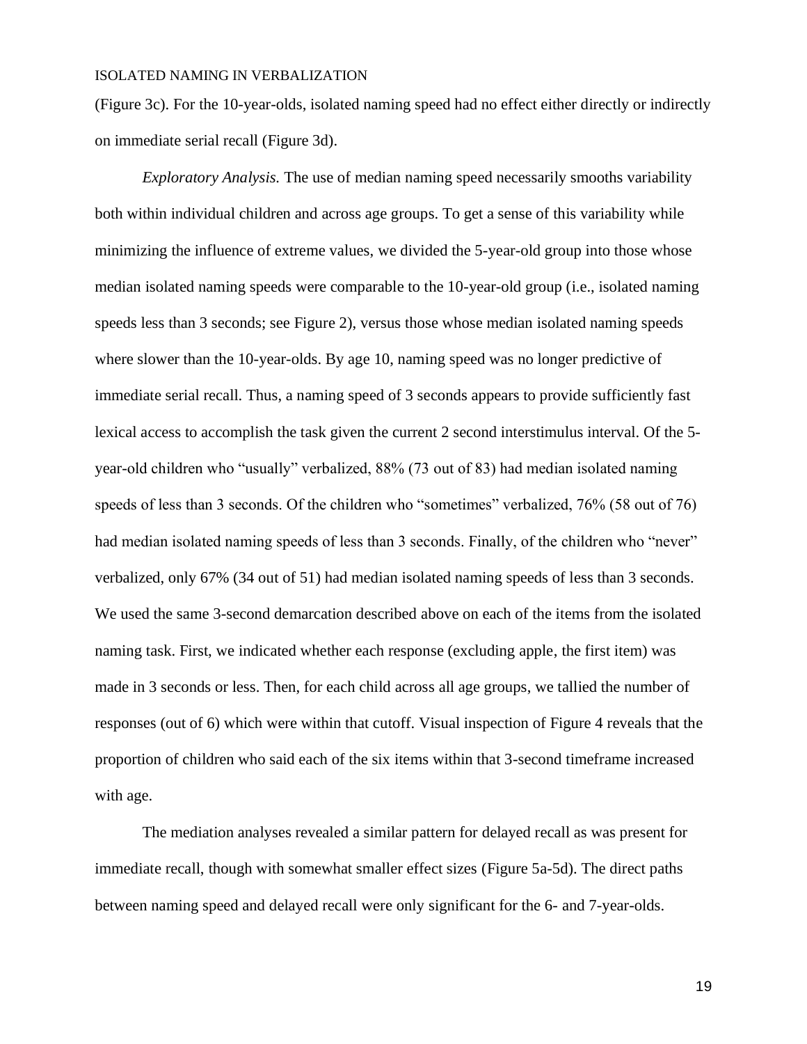(Figure 3c). For the 10-year-olds, isolated naming speed had no effect either directly or indirectly on immediate serial recall (Figure 3d).

*Exploratory Analysis.* The use of median naming speed necessarily smooths variability both within individual children and across age groups. To get a sense of this variability while minimizing the influence of extreme values, we divided the 5-year-old group into those whose median isolated naming speeds were comparable to the 10-year-old group (i.e., isolated naming speeds less than 3 seconds; see Figure 2), versus those whose median isolated naming speeds where slower than the 10-year-olds. By age 10, naming speed was no longer predictive of immediate serial recall. Thus, a naming speed of 3 seconds appears to provide sufficiently fast lexical access to accomplish the task given the current 2 second interstimulus interval. Of the 5-year-old children who "usually" verbalized, 88% (73 out of 83) had median isolated naming speeds of less than 3 seconds. Of the children who "sometimes" verbalized, 76% (58 out of 76) had median isolated naming speeds of less than 3 seconds. Finally, of the children who "never" verbalized, only 67% (34 out of 51) had median isolated naming speeds of less than 3 seconds. We used the same 3-second demarcation described above on each of the items from the isolated naming task. First, we indicated whether each response (excluding apple, the first item) was made in 3 seconds or less. Then, for each child across all age groups, we tallied the number of responses (out of 6) which were within that cutoff. Visual inspection of Figure 4 reveals that the proportion of children who said each of the six items within that 3-second timeframe increased with age.

The mediation analyses revealed a similar pattern for delayed recall as was present for immediate recall, though with somewhat smaller effect sizes (Figure 5a-5d). The direct paths between naming speed and delayed recall were only significant for the 6- and 7-year-olds.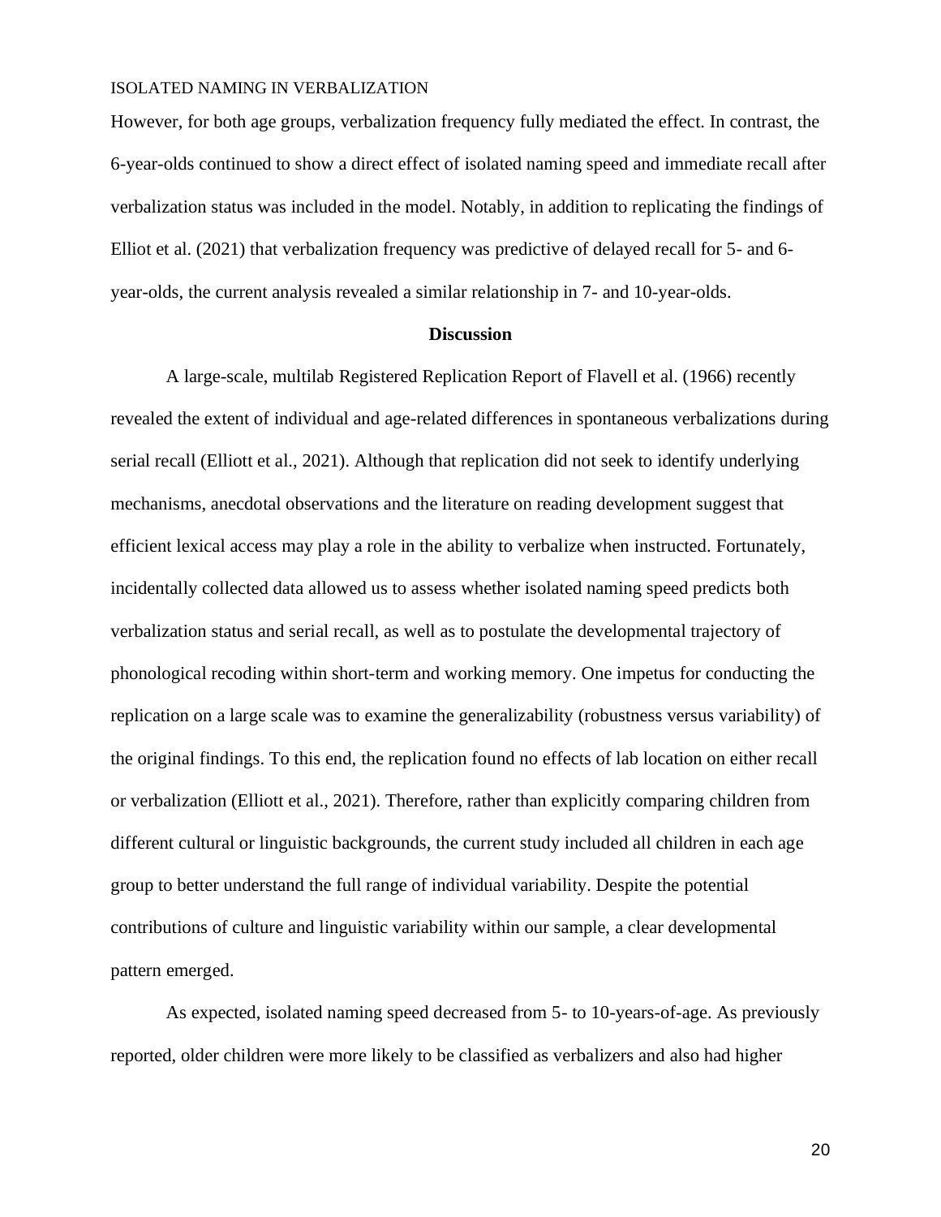However, for both age groups, verbalization frequency fully mediated the effect. In contrast, the 6-year-olds continued to show a direct effect of isolated naming speed and immediate recall after verbalization status was included in the model. Notably, in addition to replicating the findings of Elliot et al. (2021) that verbalization frequency was predictive of delayed recall for 5- and 6-year-olds, the current analysis revealed a similar relationship in 7- and 10-year-olds.

## Discussion

A large-scale, multilab Registered Replication Report of Flavell et al. (1966) recently revealed the extent of individual and age-related differences in spontaneous verbalizations during serial recall (Elliott et al., 2021). Although that replication did not seek to identify underlying mechanisms, anecdotal observations and the literature on reading development suggest that efficient lexical access may play a role in the ability to verbalize when instructed. Fortunately, incidentally collected data allowed us to assess whether isolated naming speed predicts both verbalization status and serial recall, as well as to postulate the developmental trajectory of phonological recoding within short-term and working memory. One impetus for conducting the replication on a large scale was to examine the generalizability (robustness versus variability) of the original findings. To this end, the replication found no effects of lab location on either recall or verbalization (Elliott et al., 2021). Therefore, rather than explicitly comparing children from different cultural or linguistic backgrounds, the current study included all children in each age group to better understand the full range of individual variability. Despite the potential contributions of culture and linguistic variability within our sample, a clear developmental pattern emerged.

As expected, isolated naming speed decreased from 5- to 10-years-of-age. As previously reported, older children were more likely to be classified as verbalizers and also had higher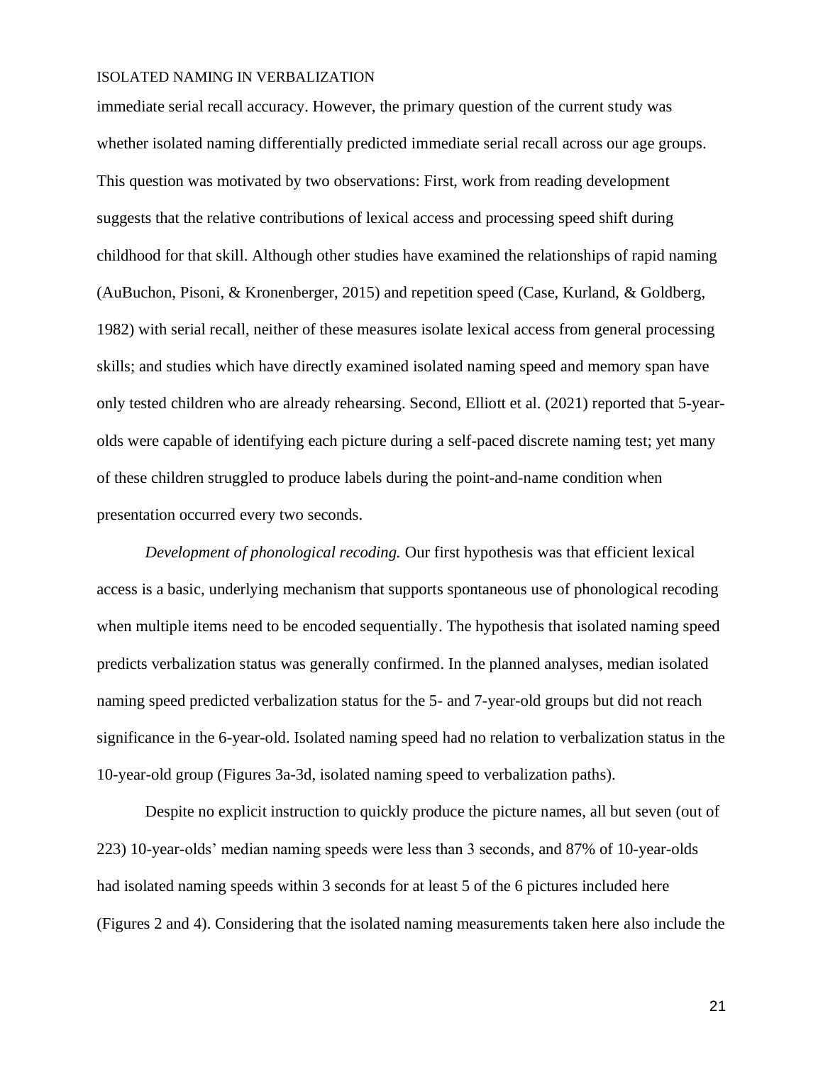immediate serial recall accuracy. However, the primary question of the current study was whether isolated naming differentially predicted immediate serial recall across our age groups. This question was motivated by two observations: First, work from reading development suggests that the relative contributions of lexical access and processing speed shift during childhood for that skill. Although other studies have examined the relationships of rapid naming (AuBuchon, Pisoni, & Kronenberger, 2015) and repetition speed (Case, Kurland, & Goldberg, 1982) with serial recall, neither of these measures isolate lexical access from general processing skills; and studies which have directly examined isolated naming speed and memory span have only tested children who are already rehearsing. Second, Elliott et al. (2021) reported that 5-year-olds were capable of identifying each picture during a self-paced discrete naming test; yet many of these children struggled to produce labels during the point-and-name condition when presentation occurred every two seconds.

*Development of phonological recoding.* Our first hypothesis was that efficient lexical access is a basic, underlying mechanism that supports spontaneous use of phonological recoding when multiple items need to be encoded sequentially. The hypothesis that isolated naming speed predicts verbalization status was generally confirmed. In the planned analyses, median isolated naming speed predicted verbalization status for the 5- and 7-year-old groups but did not reach significance in the 6-year-old. Isolated naming speed had no relation to verbalization status in the 10-year-old group (Figures 3a-3d, isolated naming speed to verbalization paths).

Despite no explicit instruction to quickly produce the picture names, all but seven (out of 223) 10-year-olds' median naming speeds were less than 3 seconds, and 87% of 10-year-olds had isolated naming speeds within 3 seconds for at least 5 of the 6 pictures included here (Figures 2 and 4). Considering that the isolated naming measurements taken here also include the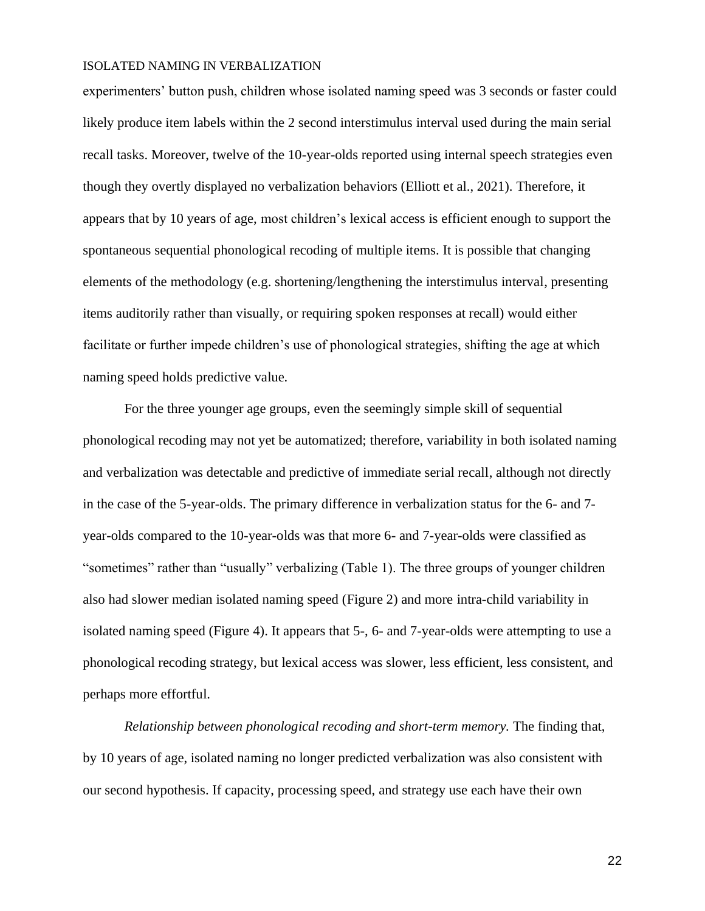experimenters' button push, children whose isolated naming speed was 3 seconds or faster could likely produce item labels within the 2 second interstimulus interval used during the main serial recall tasks. Moreover, twelve of the 10-year-olds reported using internal speech strategies even though they overtly displayed no verbalization behaviors (Elliott et al., 2021). Therefore, it appears that by 10 years of age, most children's lexical access is efficient enough to support the spontaneous sequential phonological recoding of multiple items. It is possible that changing elements of the methodology (e.g. shortening/lengthening the interstimulus interval, presenting items auditorily rather than visually, or requiring spoken responses at recall) would either facilitate or further impede children's use of phonological strategies, shifting the age at which naming speed holds predictive value.

For the three younger age groups, even the seemingly simple skill of sequential phonological recoding may not yet be automatized; therefore, variability in both isolated naming and verbalization was detectable and predictive of immediate serial recall, although not directly in the case of the 5-year-olds. The primary difference in verbalization status for the 6- and 7-year-olds compared to the 10-year-olds was that more 6- and 7-year-olds were classified as "sometimes" rather than "usually" verbalizing (Table 1). The three groups of younger children also had slower median isolated naming speed (Figure 2) and more intra-child variability in isolated naming speed (Figure 4). It appears that 5-, 6- and 7-year-olds were attempting to use a phonological recoding strategy, but lexical access was slower, less efficient, less consistent, and perhaps more effortful.

*Relationship between phonological recoding and short-term memory.* The finding that, by 10 years of age, isolated naming no longer predicted verbalization was also consistent with our second hypothesis. If capacity, processing speed, and strategy use each have their own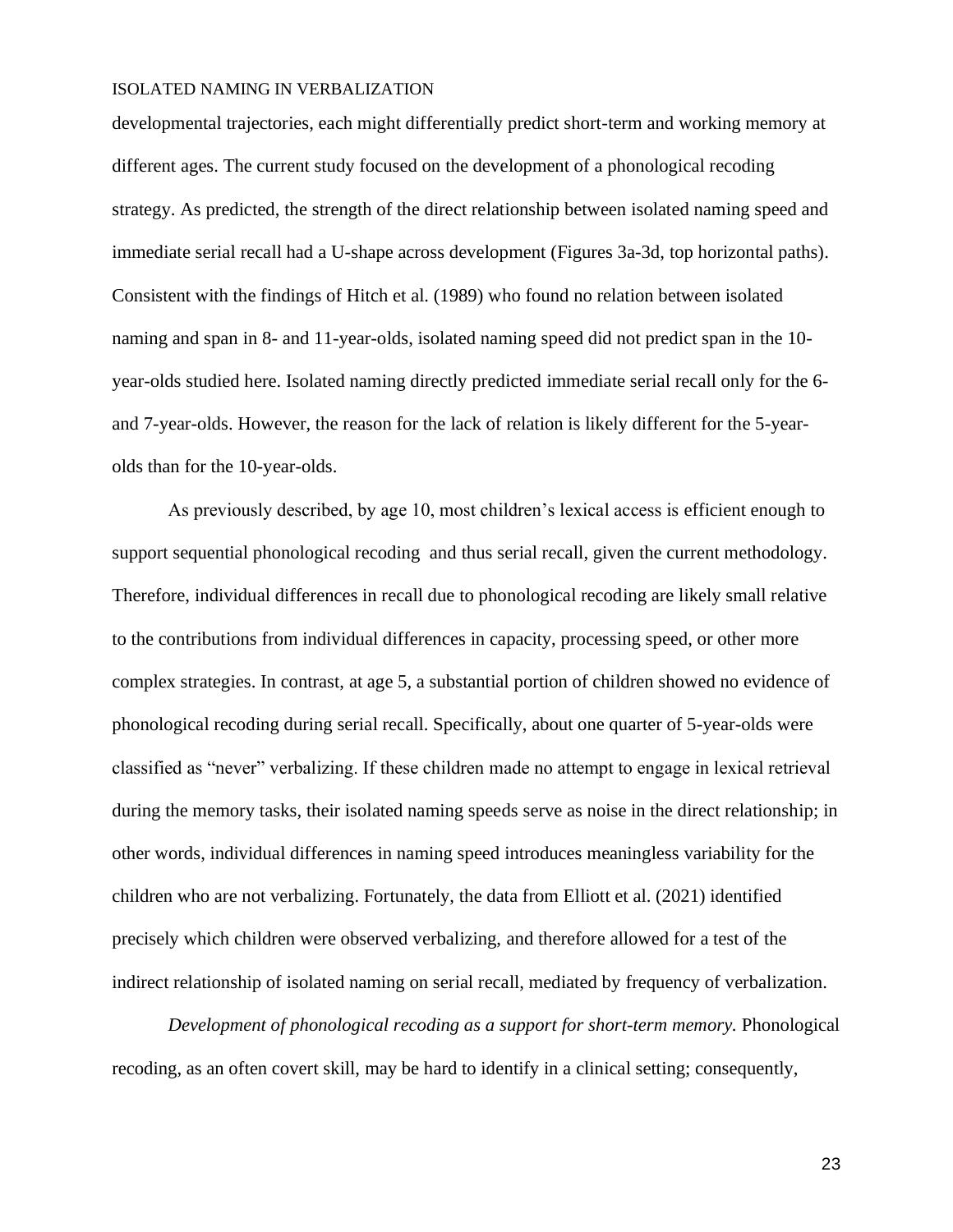developmental trajectories, each might differentially predict short-term and working memory at different ages. The current study focused on the development of a phonological recoding strategy. As predicted, the strength of the direct relationship between isolated naming speed and immediate serial recall had a U-shape across development (Figures 3a-3d, top horizontal paths). Consistent with the findings of Hitch et al. (1989) who found no relation between isolated naming and span in 8- and 11-year-olds, isolated naming speed did not predict span in the 10-year-olds studied here. Isolated naming directly predicted immediate serial recall only for the 6- and 7-year-olds. However, the reason for the lack of relation is likely different for the 5-year-olds than for the 10-year-olds.

As previously described, by age 10, most children's lexical access is efficient enough to support sequential phonological recoding  and thus serial recall, given the current methodology. Therefore, individual differences in recall due to phonological recoding are likely small relative to the contributions from individual differences in capacity, processing speed, or other more complex strategies. In contrast, at age 5, a substantial portion of children showed no evidence of phonological recoding during serial recall. Specifically, about one quarter of 5-year-olds were classified as "never" verbalizing. If these children made no attempt to engage in lexical retrieval during the memory tasks, their isolated naming speeds serve as noise in the direct relationship; in other words, individual differences in naming speed introduces meaningless variability for the children who are not verbalizing. Fortunately, the data from Elliott et al. (2021) identified precisely which children were observed verbalizing, and therefore allowed for a test of the indirect relationship of isolated naming on serial recall, mediated by frequency of verbalization.

*Development of phonological recoding as a support for short-term memory.* Phonological recoding, as an often covert skill, may be hard to identify in a clinical setting; consequently,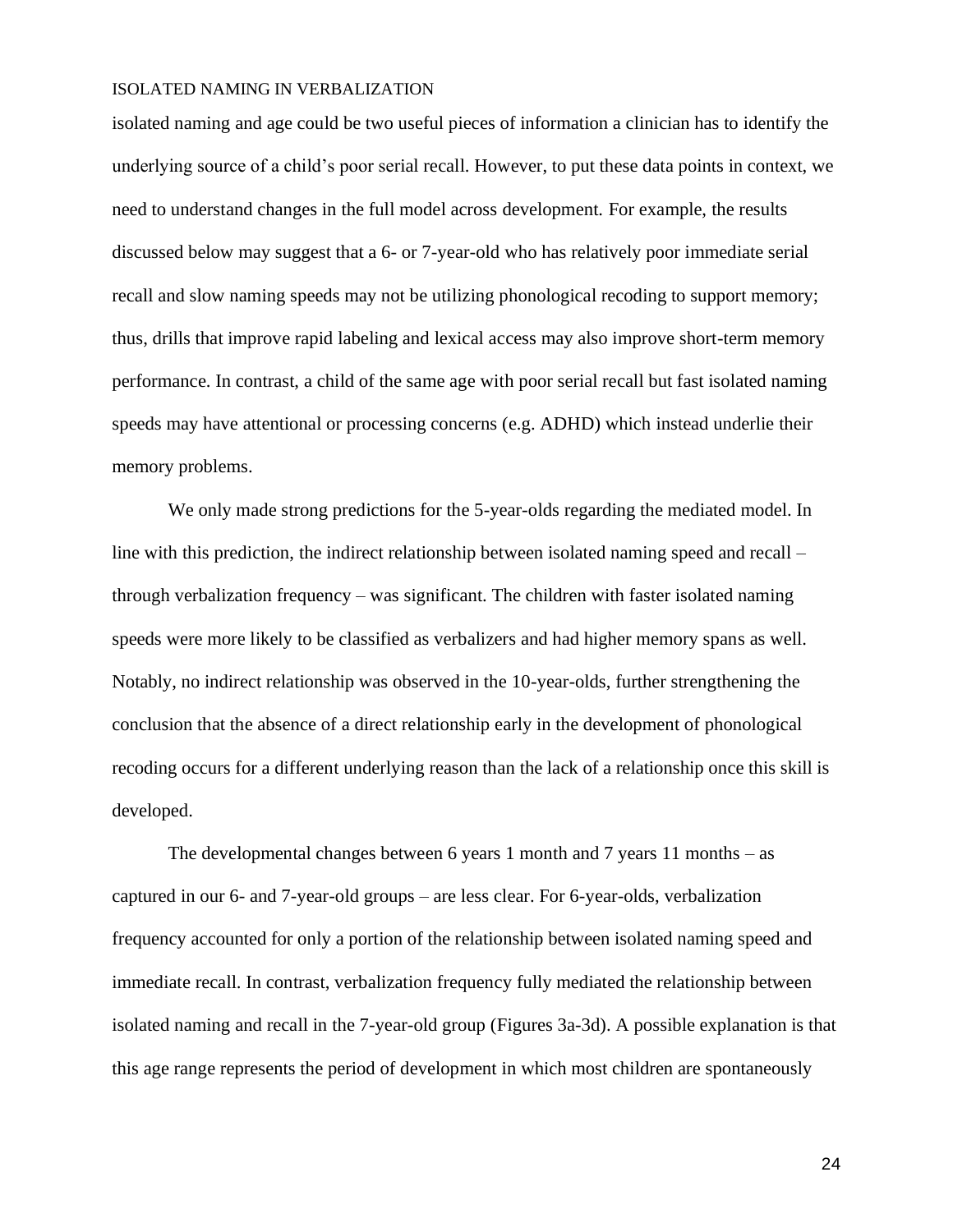isolated naming and age could be two useful pieces of information a clinician has to identify the underlying source of a child's poor serial recall. However, to put these data points in context, we need to understand changes in the full model across development. For example, the results discussed below may suggest that a 6- or 7-year-old who has relatively poor immediate serial recall and slow naming speeds may not be utilizing phonological recoding to support memory; thus, drills that improve rapid labeling and lexical access may also improve short-term memory performance. In contrast, a child of the same age with poor serial recall but fast isolated naming speeds may have attentional or processing concerns (e.g. ADHD) which instead underlie their memory problems.

We only made strong predictions for the 5-year-olds regarding the mediated model. In line with this prediction, the indirect relationship between isolated naming speed and recall – through verbalization frequency – was significant. The children with faster isolated naming speeds were more likely to be classified as verbalizers and had higher memory spans as well. Notably, no indirect relationship was observed in the 10-year-olds, further strengthening the conclusion that the absence of a direct relationship early in the development of phonological recoding occurs for a different underlying reason than the lack of a relationship once this skill is developed.

The developmental changes between 6 years 1 month and 7 years 11 months – as captured in our 6- and 7-year-old groups – are less clear. For 6-year-olds, verbalization frequency accounted for only a portion of the relationship between isolated naming speed and immediate recall. In contrast, verbalization frequency fully mediated the relationship between isolated naming and recall in the 7-year-old group (Figures 3a-3d). A possible explanation is that this age range represents the period of development in which most children are spontaneously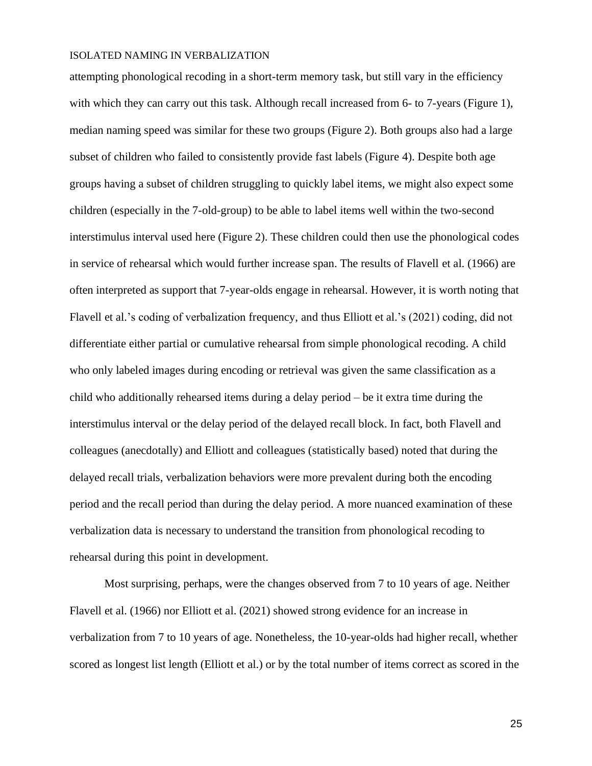attempting phonological recoding in a short-term memory task, but still vary in the efficiency with which they can carry out this task. Although recall increased from 6- to 7-years (Figure 1), median naming speed was similar for these two groups (Figure 2). Both groups also had a large subset of children who failed to consistently provide fast labels (Figure 4). Despite both age groups having a subset of children struggling to quickly label items, we might also expect some children (especially in the 7-old-group) to be able to label items well within the two-second interstimulus interval used here (Figure 2). These children could then use the phonological codes in service of rehearsal which would further increase span. The results of Flavell et al. (1966) are often interpreted as support that 7-year-olds engage in rehearsal. However, it is worth noting that Flavell et al.'s coding of verbalization frequency, and thus Elliott et al.'s (2021) coding, did not differentiate either partial or cumulative rehearsal from simple phonological recoding. A child who only labeled images during encoding or retrieval was given the same classification as a child who additionally rehearsed items during a delay period – be it extra time during the interstimulus interval or the delay period of the delayed recall block. In fact, both Flavell and colleagues (anecdotally) and Elliott and colleagues (statistically based) noted that during the delayed recall trials, verbalization behaviors were more prevalent during both the encoding period and the recall period than during the delay period. A more nuanced examination of these verbalization data is necessary to understand the transition from phonological recoding to rehearsal during this point in development.

Most surprising, perhaps, were the changes observed from 7 to 10 years of age. Neither Flavell et al. (1966) nor Elliott et al. (2021) showed strong evidence for an increase in verbalization from 7 to 10 years of age. Nonetheless, the 10-year-olds had higher recall, whether scored as longest list length (Elliott et al.) or by the total number of items correct as scored in the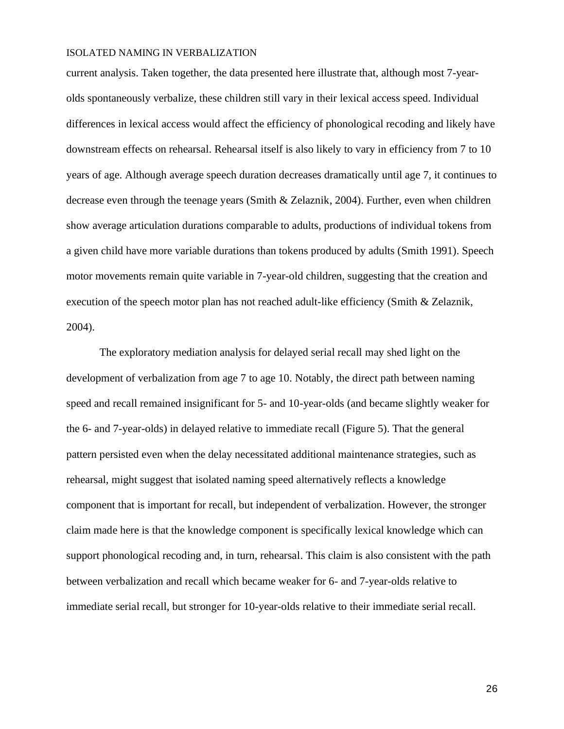current analysis. Taken together, the data presented here illustrate that, although most 7-year-olds spontaneously verbalize, these children still vary in their lexical access speed. Individual differences in lexical access would affect the efficiency of phonological recoding and likely have downstream effects on rehearsal. Rehearsal itself is also likely to vary in efficiency from 7 to 10 years of age. Although average speech duration decreases dramatically until age 7, it continues to decrease even through the teenage years (Smith & Zelaznik, 2004). Further, even when children show average articulation durations comparable to adults, productions of individual tokens from a given child have more variable durations than tokens produced by adults (Smith 1991). Speech motor movements remain quite variable in 7-year-old children, suggesting that the creation and execution of the speech motor plan has not reached adult-like efficiency (Smith & Zelaznik, 2004).

The exploratory mediation analysis for delayed serial recall may shed light on the development of verbalization from age 7 to age 10. Notably, the direct path between naming speed and recall remained insignificant for 5- and 10-year-olds (and became slightly weaker for the 6- and 7-year-olds) in delayed relative to immediate recall (Figure 5). That the general pattern persisted even when the delay necessitated additional maintenance strategies, such as rehearsal, might suggest that isolated naming speed alternatively reflects a knowledge component that is important for recall, but independent of verbalization. However, the stronger claim made here is that the knowledge component is specifically lexical knowledge which can support phonological recoding and, in turn, rehearsal. This claim is also consistent with the path between verbalization and recall which became weaker for 6- and 7-year-olds relative to immediate serial recall, but stronger for 10-year-olds relative to their immediate serial recall.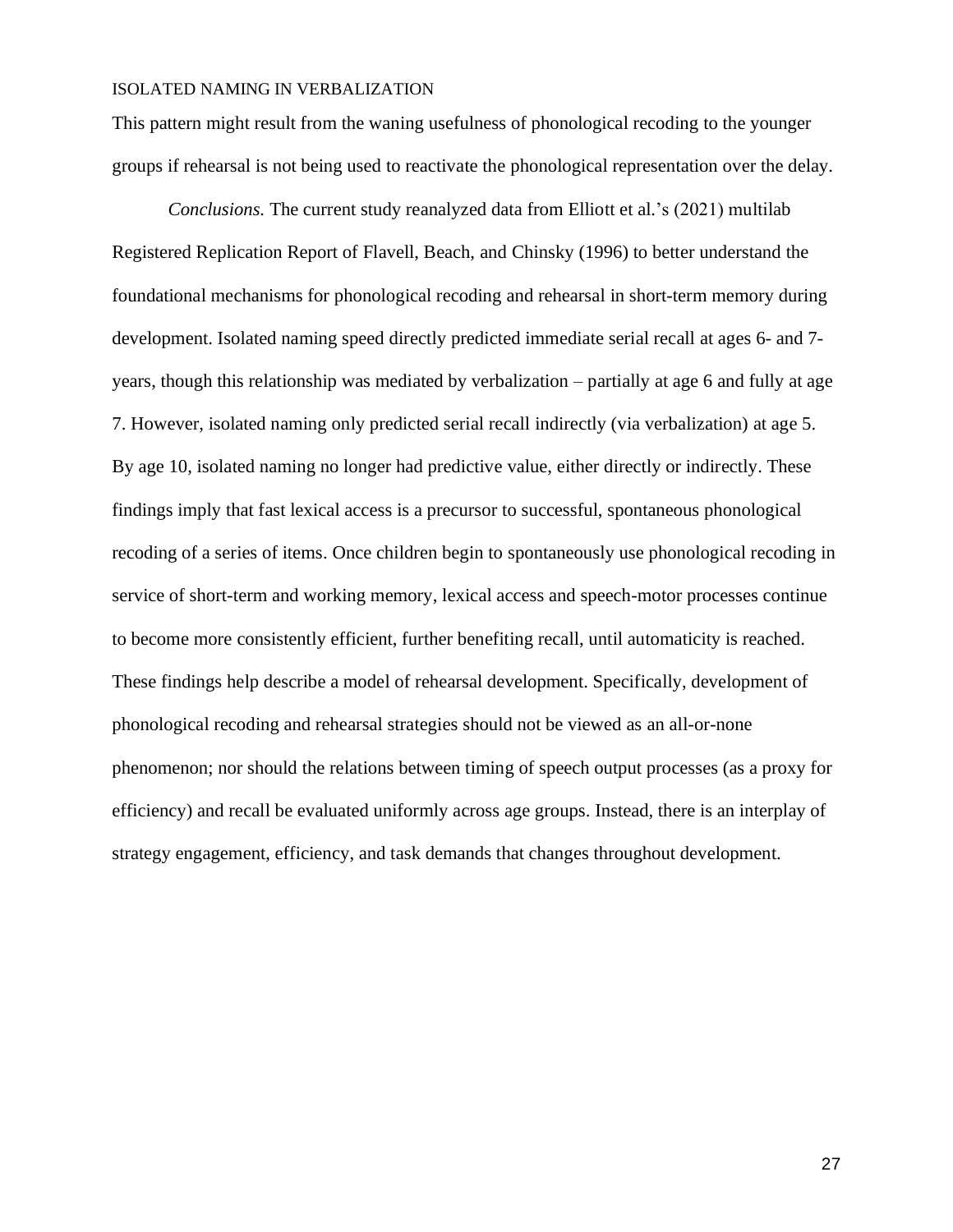This pattern might result from the waning usefulness of phonological recoding to the younger groups if rehearsal is not being used to reactivate the phonological representation over the delay.

*Conclusions.* The current study reanalyzed data from Elliott et al.'s (2021) multilab Registered Replication Report of Flavell, Beach, and Chinsky (1996) to better understand the foundational mechanisms for phonological recoding and rehearsal in short-term memory during development. Isolated naming speed directly predicted immediate serial recall at ages 6- and 7-years, though this relationship was mediated by verbalization – partially at age 6 and fully at age 7. However, isolated naming only predicted serial recall indirectly (via verbalization) at age 5. By age 10, isolated naming no longer had predictive value, either directly or indirectly. These findings imply that fast lexical access is a precursor to successful, spontaneous phonological recoding of a series of items. Once children begin to spontaneously use phonological recoding in service of short-term and working memory, lexical access and speech-motor processes continue to become more consistently efficient, further benefiting recall, until automaticity is reached. These findings help describe a model of rehearsal development. Specifically, development of phonological recoding and rehearsal strategies should not be viewed as an all-or-none phenomenon; nor should the relations between timing of speech output processes (as a proxy for efficiency) and recall be evaluated uniformly across age groups. Instead, there is an interplay of strategy engagement, efficiency, and task demands that changes throughout development.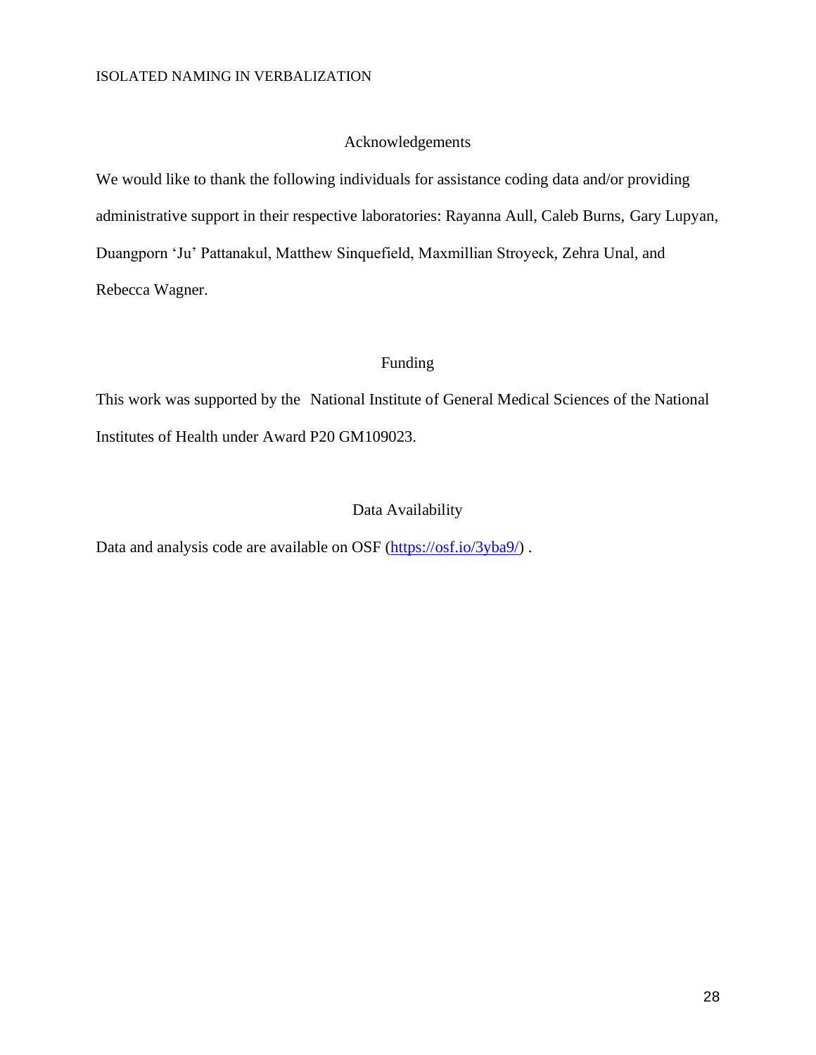## Acknowledgements

We would like to thank the following individuals for assistance coding data and/or providing administrative support in their respective laboratories: Rayanna Aull, Caleb Burns, Gary Lupyan, Duangporn 'Ju' Pattanakul, Matthew Sinquefield, Maxmillian Stroyeck, Zehra Unal, and Rebecca Wagner.

## Funding

This work was supported by the National Institute of General Medical Sciences of the National Institutes of Health under Award P20 GM109023.

## Data Availability

Data and analysis code are available on OSF (https://osf.io/3yba9/) .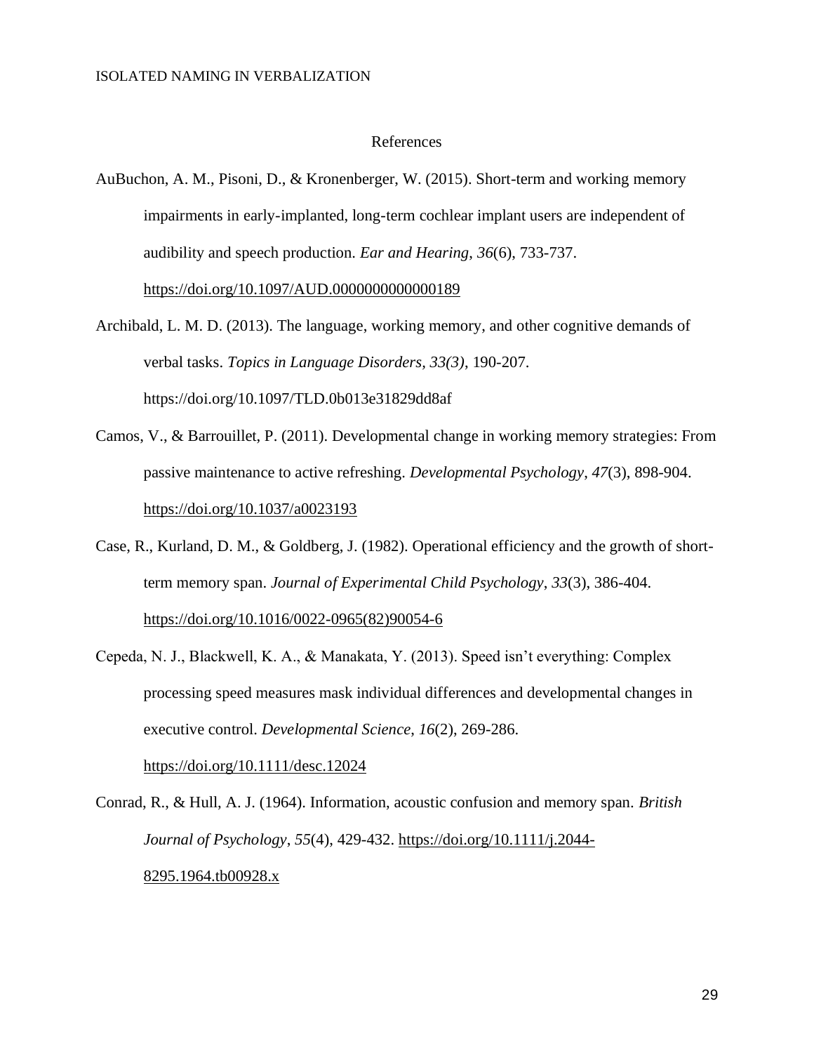# References

AuBuchon, A. M., Pisoni, D., & Kronenberger, W. (2015). Short-term and working memory impairments in early-implanted, long-term cochlear implant users are independent of audibility and speech production. *Ear and Hearing*, *36*(6), 733-737. https://doi.org/10.1097/AUD.0000000000000189

Archibald, L. M. D. (2013). The language, working memory, and other cognitive demands of verbal tasks. *Topics in Language Disorders, 33(3)*, 190-207. https://doi.org/10.1097/TLD.0b013e31829dd8af

Camos, V., & Barrouillet, P. (2011). Developmental change in working memory strategies: From passive maintenance to active refreshing. *Developmental Psychology*, *47*(3), 898-904. https://doi.org/10.1037/a0023193

Case, R., Kurland, D. M., & Goldberg, J. (1982). Operational efficiency and the growth of short-term memory span. *Journal of Experimental Child Psychology*, *33*(3), 386-404. https://doi.org/10.1016/0022-0965(82)90054-6

Cepeda, N. J., Blackwell, K. A., & Manakata, Y. (2013). Speed isn't everything: Complex processing speed measures mask individual differences and developmental changes in executive control. *Developmental Science*, *16*(2), 269-286. https://doi.org/10.1111/desc.12024

Conrad, R., & Hull, A. J. (1964). Information, acoustic confusion and memory span. *British Journal of Psychology*, *55*(4), 429-432. https://doi.org/10.1111/j.2044-8295.1964.tb00928.x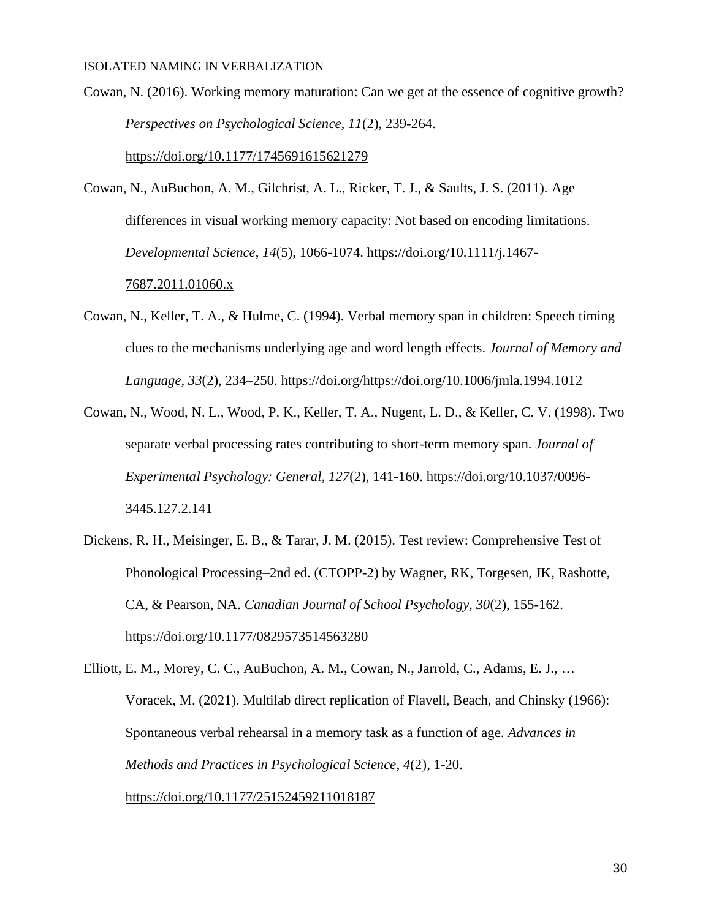Cowan, N. (2016). Working memory maturation: Can we get at the essence of cognitive growth? *Perspectives on Psychological Science, 11*(2), 239-264. https://doi.org/10.1177/1745691615621279

Cowan, N., AuBuchon, A. M., Gilchrist, A. L., Ricker, T. J., & Saults, J. S. (2011). Age differences in visual working memory capacity: Not based on encoding limitations. *Developmental Science*, *14*(5), 1066-1074. https://doi.org/10.1111/j.1467-7687.2011.01060.x

Cowan, N., Keller, T. A., & Hulme, C. (1994). Verbal memory span in children: Speech timing clues to the mechanisms underlying age and word length effects. *Journal of Memory and Language*, *33*(2), 234–250. https://doi.org/https://doi.org/10.1006/jmla.1994.1012

Cowan, N., Wood, N. L., Wood, P. K., Keller, T. A., Nugent, L. D., & Keller, C. V. (1998). Two separate verbal processing rates contributing to short-term memory span. *Journal of Experimental Psychology: General*, *127*(2), 141-160. https://doi.org/10.1037/0096-3445.127.2.141

Dickens, R. H., Meisinger, E. B., & Tarar, J. M. (2015). Test review: Comprehensive Test of Phonological Processing–2nd ed. (CTOPP-2) by Wagner, RK, Torgesen, JK, Rashotte, CA, & Pearson, NA. *Canadian Journal of School Psychology*, *30*(2), 155-162. https://doi.org/10.1177/0829573514563280

Elliott, E. M., Morey, C. C., AuBuchon, A. M., Cowan, N., Jarrold, C., Adams, E. J., … Voracek, M. (2021). Multilab direct replication of Flavell, Beach, and Chinsky (1966): Spontaneous verbal rehearsal in a memory task as a function of age. *Advances in Methods and Practices in Psychological Science*, *4*(2), 1-20. https://doi.org/10.1177/25152459211018187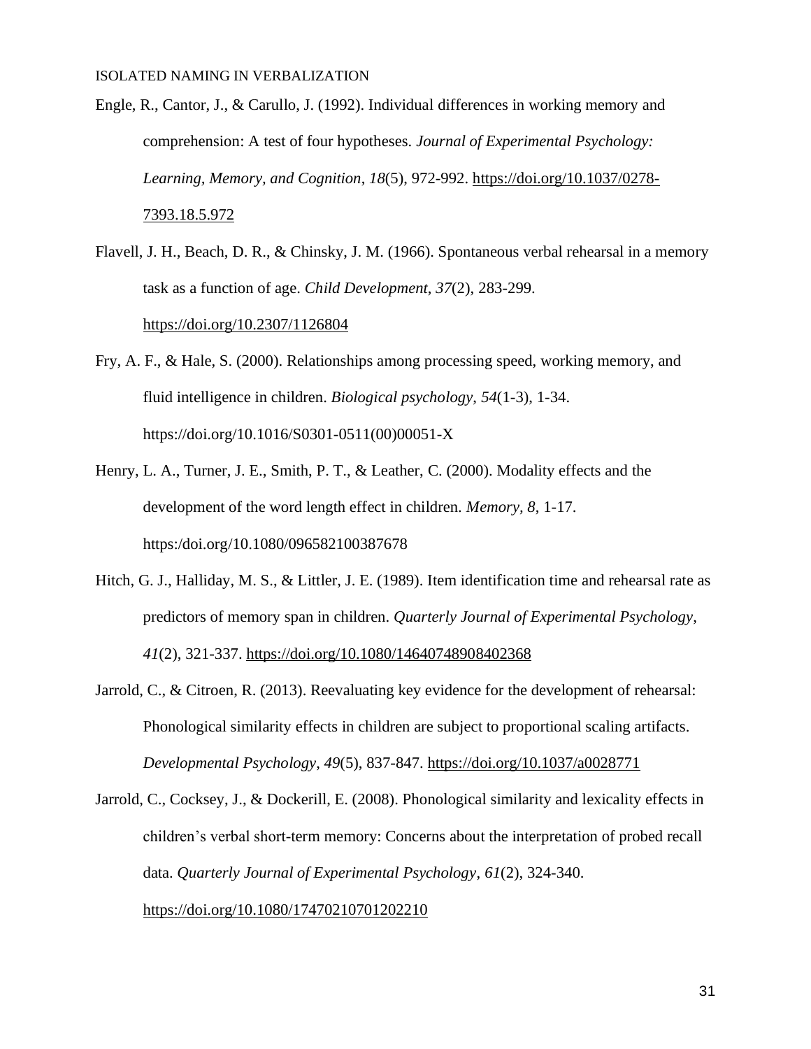Engle, R., Cantor, J., & Carullo, J. (1992). Individual differences in working memory and comprehension: A test of four hypotheses. *Journal of Experimental Psychology: Learning, Memory, and Cognition*, *18*(5), 972-992. https://doi.org/10.1037/0278-7393.18.5.972

Flavell, J. H., Beach, D. R., & Chinsky, J. M. (1966). Spontaneous verbal rehearsal in a memory task as a function of age. *Child Development*, *37*(2), 283-299. https://doi.org/10.2307/1126804

Fry, A. F., & Hale, S. (2000). Relationships among processing speed, working memory, and fluid intelligence in children. *Biological psychology*, *54*(1-3), 1-34. https://doi.org/10.1016/S0301-0511(00)00051-X

Henry, L. A., Turner, J. E., Smith, P. T., & Leather, C. (2000). Modality effects and the development of the word length effect in children. *Memory*, *8*, 1-17. https:/doi.org/10.1080/096582100387678

Hitch, G. J., Halliday, M. S., & Littler, J. E. (1989). Item identification time and rehearsal rate as predictors of memory span in children. *Quarterly Journal of Experimental Psychology*, *41*(2), 321-337. https://doi.org/10.1080/14640748908402368

Jarrold, C., & Citroen, R. (2013). Reevaluating key evidence for the development of rehearsal: Phonological similarity effects in children are subject to proportional scaling artifacts. *Developmental Psychology*, *49*(5), 837-847. https://doi.org/10.1037/a0028771

Jarrold, C., Cocksey, J., & Dockerill, E. (2008). Phonological similarity and lexicality effects in children's verbal short-term memory: Concerns about the interpretation of probed recall data. *Quarterly Journal of Experimental Psychology*, *61*(2), 324-340. https://doi.org/10.1080/17470210701202210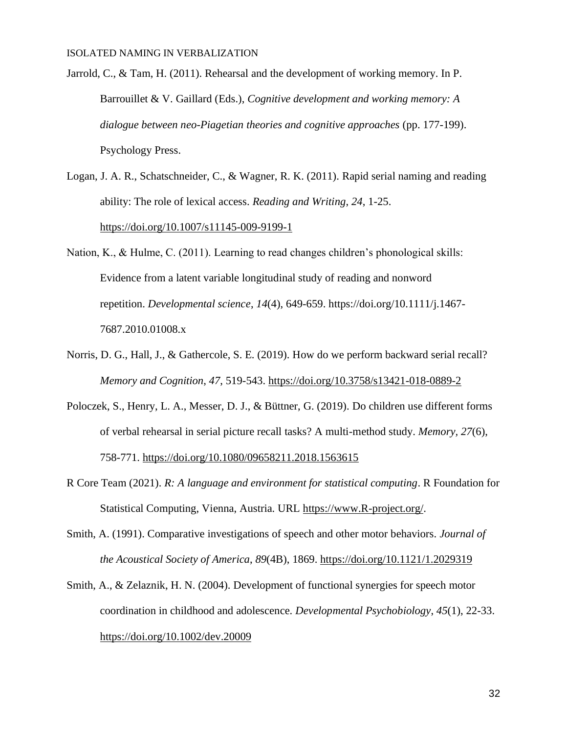Jarrold, C., & Tam, H. (2011). Rehearsal and the development of working memory. In P. Barrouillet & V. Gaillard (Eds.), *Cognitive development and working memory: A dialogue between neo-Piagetian theories and cognitive approaches* (pp. 177-199). Psychology Press.

Logan, J. A. R., Schatschneider, C., & Wagner, R. K. (2011). Rapid serial naming and reading ability: The role of lexical access. *Reading and Writing*, *24*, 1-25. https://doi.org/10.1007/s11145-009-9199-1

Nation, K., & Hulme, C. (2011). Learning to read changes children's phonological skills: Evidence from a latent variable longitudinal study of reading and nonword repetition. *Developmental science*, *14*(4), 649-659. https://doi.org/10.1111/j.1467-7687.2010.01008.x

Norris, D. G., Hall, J., & Gathercole, S. E. (2019). How do we perform backward serial recall? *Memory and Cognition*, *47*, 519-543. https://doi.org/10.3758/s13421-018-0889-2

Poloczek, S., Henry, L. A., Messer, D. J., & Büttner, G. (2019). Do children use different forms of verbal rehearsal in serial picture recall tasks? A multi-method study. *Memory*, *27*(6), 758-771. https://doi.org/10.1080/09658211.2018.1563615

R Core Team (2021). *R: A language and environment for statistical computing*. R Foundation for Statistical Computing, Vienna, Austria. URL https://www.R-project.org/.

Smith, A. (1991). Comparative investigations of speech and other motor behaviors. *Journal of the Acoustical Society of America*, *89*(4B), 1869. https://doi.org/10.1121/1.2029319

Smith, A., & Zelaznik, H. N. (2004). Development of functional synergies for speech motor coordination in childhood and adolescence. *Developmental Psychobiology*, *45*(1), 22-33. https://doi.org/10.1002/dev.20009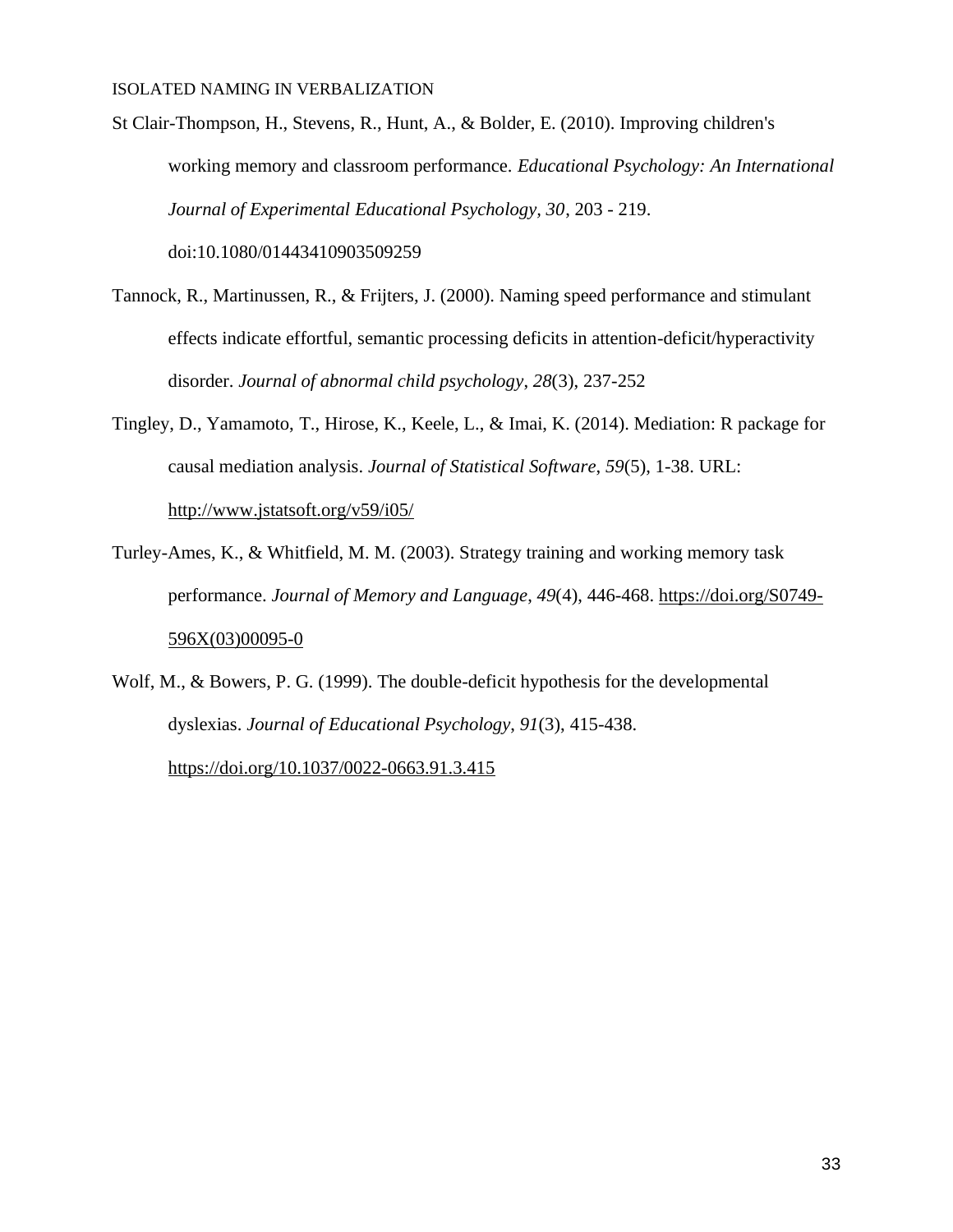St Clair-Thompson, H., Stevens, R., Hunt, A., & Bolder, E. (2010). Improving children's working memory and classroom performance. *Educational Psychology: An International Journal of Experimental Educational Psychology, 30*, 203 - 219. doi:10.1080/01443410903509259

Tannock, R., Martinussen, R., & Frijters, J. (2000). Naming speed performance and stimulant effects indicate effortful, semantic processing deficits in attention-deficit/hyperactivity disorder. *Journal of abnormal child psychology*, *28*(3), 237-252

Tingley, D., Yamamoto, T., Hirose, K., Keele, L., & Imai, K. (2014). Mediation: R package for causal mediation analysis. *Journal of Statistical Software, 59*(5), 1-38. URL: http://www.jstatsoft.org/v59/i05/

Turley-Ames, K., & Whitfield, M. M. (2003). Strategy training and working memory task performance. *Journal of Memory and Language*, *49*(4), 446-468. https://doi.org/S0749-596X(03)00095-0

Wolf, M., & Bowers, P. G. (1999). The double-deficit hypothesis for the developmental dyslexias. *Journal of Educational Psychology*, *91*(3), 415-438. https://doi.org/10.1037/0022-0663.91.3.415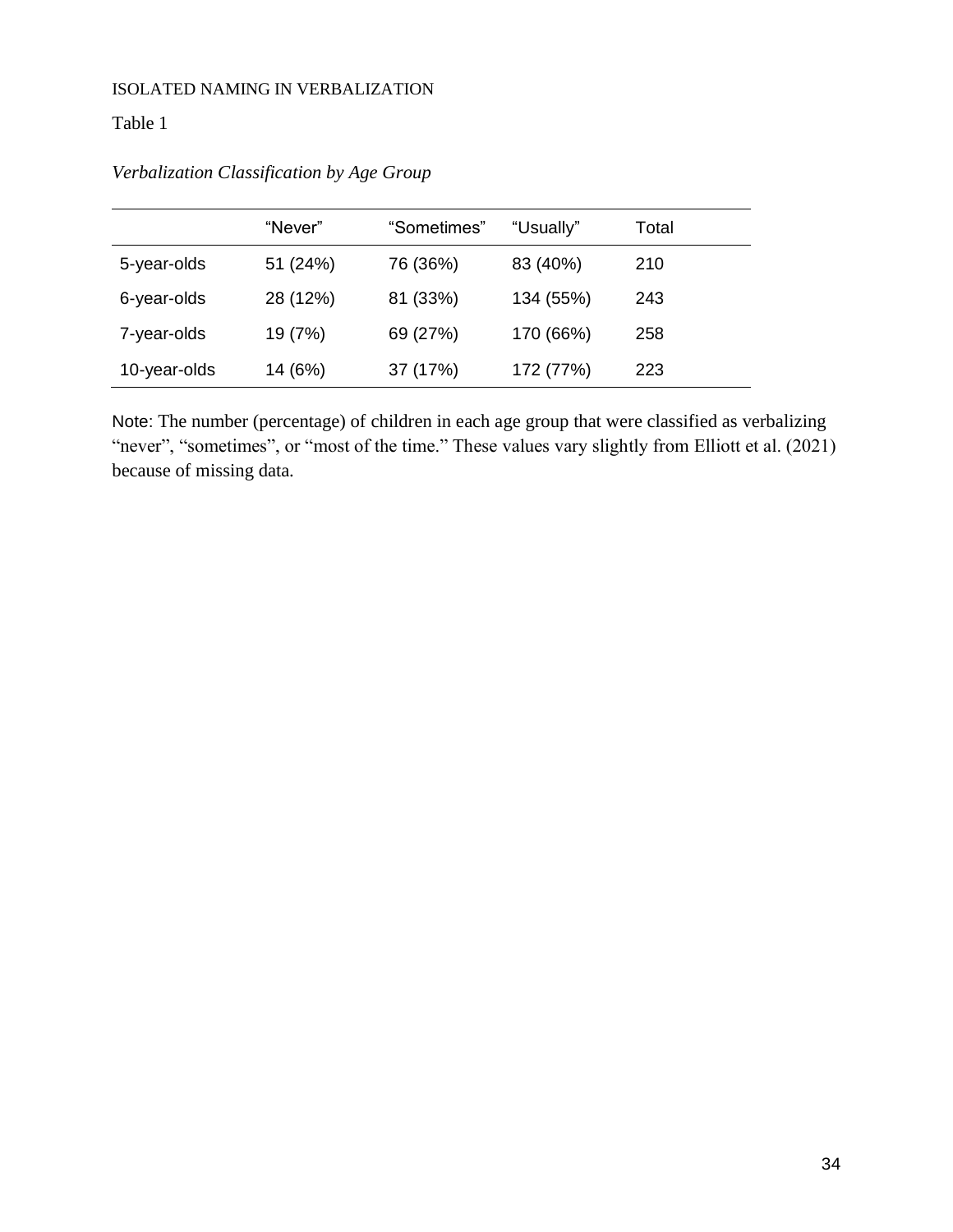Table 1

*Verbalization Classification by Age Group*

| | "Never" | "Sometimes" | "Usually" | Total |
|---|---|---|---|---|
| 5-year-olds | 51 (24%) | 76 (36%) | 83 (40%) | 210 |
| 6-year-olds | 28 (12%) | 81 (33%) | 134 (55%) | 243 |
| 7-year-olds | 19 (7%) | 69 (27%) | 170 (66%) | 258 |
| 10-year-olds | 14 (6%) | 37 (17%) | 172 (77%) | 223 |

Note: The number (percentage) of children in each age group that were classified as verbalizing "never", "sometimes", or "most of the time." These values vary slightly from Elliott et al. (2021) because of missing data.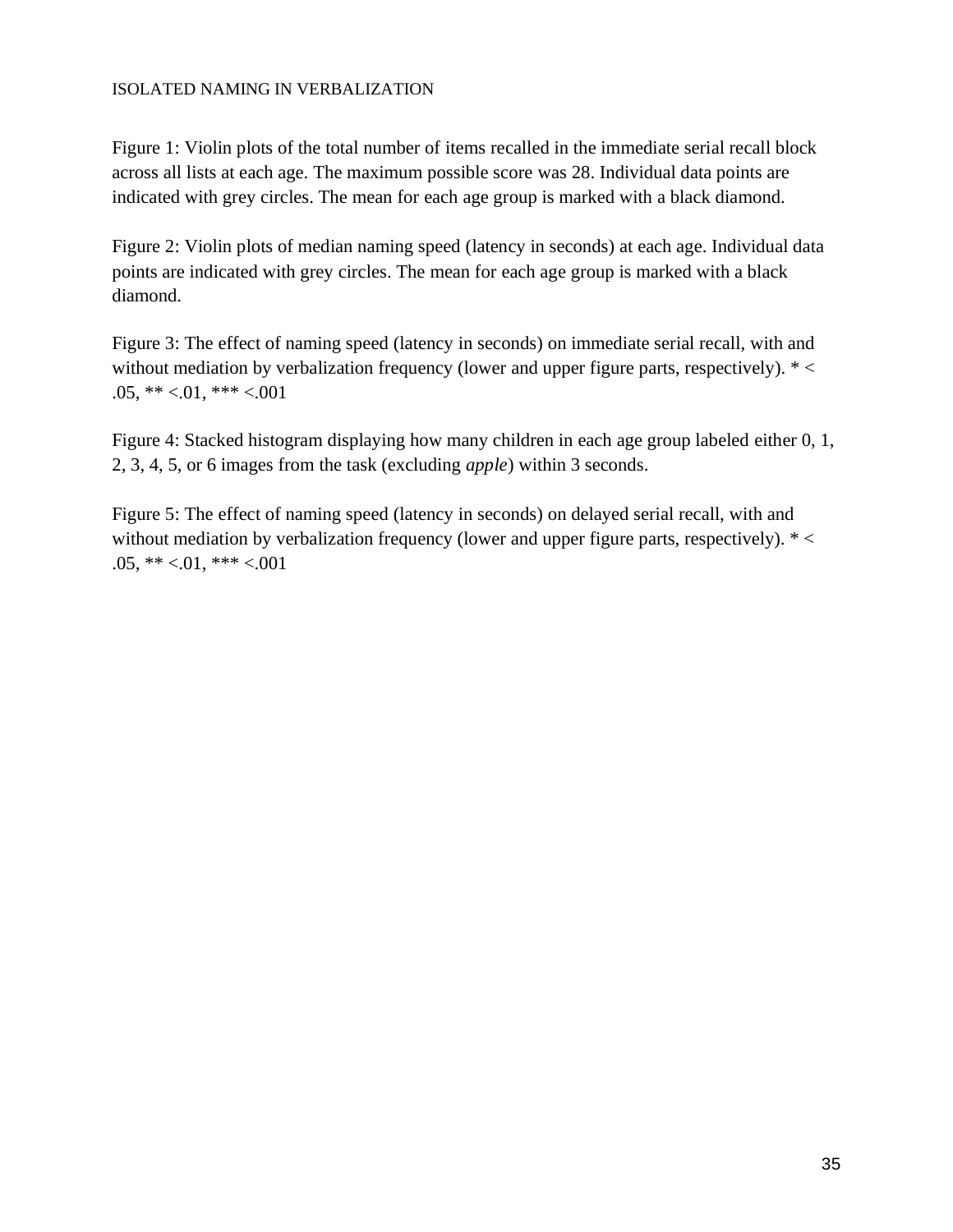Figure 1: Violin plots of the total number of items recalled in the immediate serial recall block across all lists at each age. The maximum possible score was 28. Individual data points are indicated with grey circles. The mean for each age group is marked with a black diamond.

Figure 2: Violin plots of median naming speed (latency in seconds) at each age. Individual data points are indicated with grey circles. The mean for each age group is marked with a black diamond.

Figure 3: The effect of naming speed (latency in seconds) on immediate serial recall, with and without mediation by verbalization frequency (lower and upper figure parts, respectively). * < .05, ** <.01, *** <.001

Figure 4: Stacked histogram displaying how many children in each age group labeled either 0, 1, 2, 3, 4, 5, or 6 images from the task (excluding *apple*) within 3 seconds.

Figure 5: The effect of naming speed (latency in seconds) on delayed serial recall, with and without mediation by verbalization frequency (lower and upper figure parts, respectively). * < .05, ** <.01, *** <.001